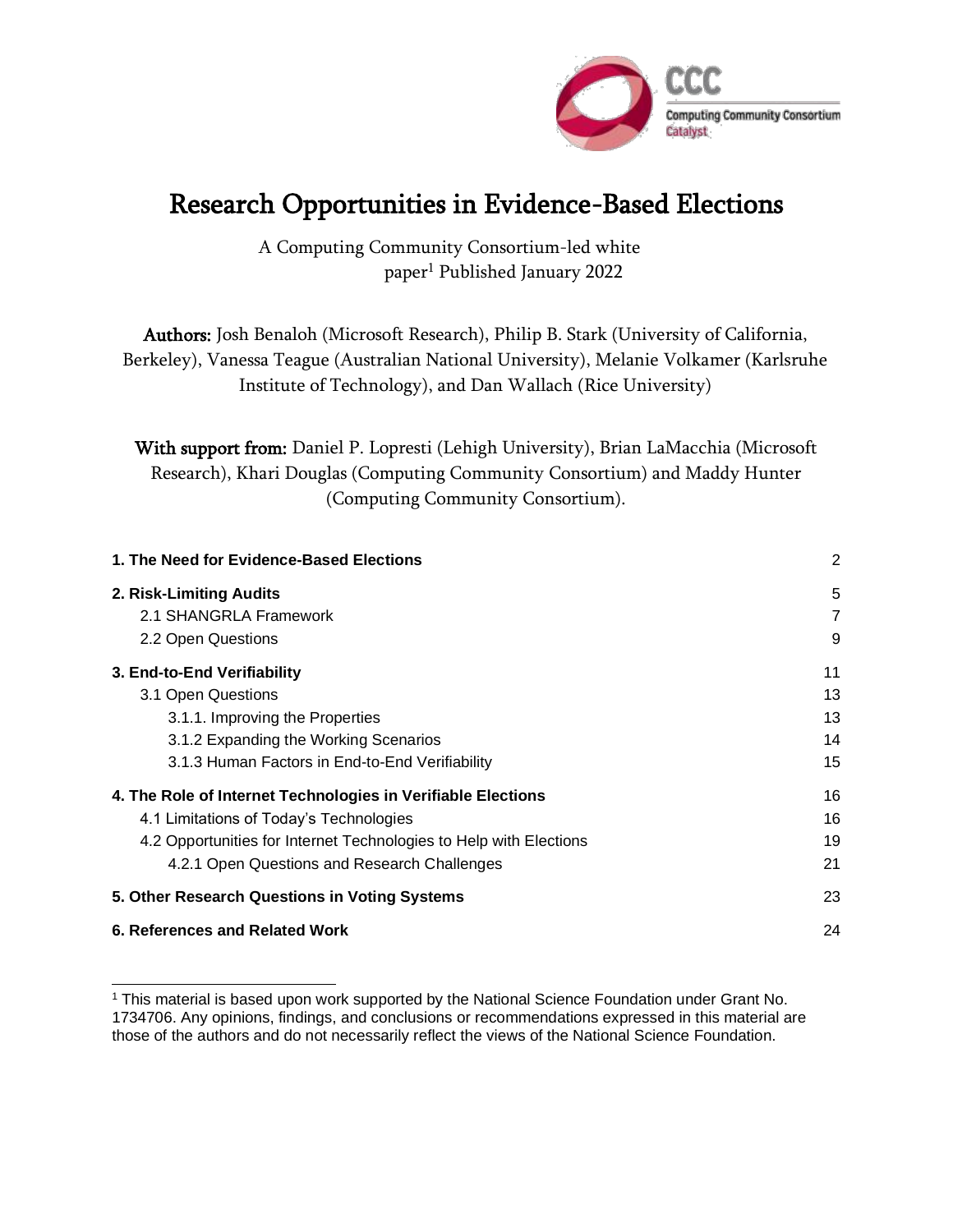# Research Opportunities in Evidence-Based Elections

A Computing Community Consortium-led white paper[1] Published January 2022

**Authors:** Josh Benaloh (Microsoft Research), Philip B. Stark (University of California, Berkeley), Vanessa Teague (Australian National University), Melanie Volkamer (Karlsruhe Institute of Technology), and Dan Wallach (Rice University)

**With support from:** Daniel P. Lopresti (Lehigh University), Brian LaMacchia (Microsoft Research), Khari Douglas (Computing Community Consortium) and Maddy Hunter (Computing Community Consortium).

**1. The Need for Evidence-Based Elections** — 2

**2. Risk-Limiting Audits** — 5
- 2.1 SHANGRLA Framework — 7
- 2.2 Open Questions — 9

**3. End-to-End Verifiability** — 11
- 3.1 Open Questions — 13
  - 3.1.1. Improving the Properties — 13
  - 3.1.2 Expanding the Working Scenarios — 14
  - 3.1.3 Human Factors in End-to-End Verifiability — 15

**4. The Role of Internet Technologies in Verifiable Elections** — 16
- 4.1 Limitations of Today's Technologies — 16
- 4.2 Opportunities for Internet Technologies to Help with Elections — 19
  - 4.2.1 Open Questions and Research Challenges — 21

**5. Other Research Questions in Voting Systems** — 23

**6. References and Related Work** — 24

[1] This material is based upon work supported by the National Science Foundation under Grant No. 1734706. Any opinions, findings, and conclusions or recommendations expressed in this material are those of the authors and do not necessarily reflect the views of the National Science Foundation.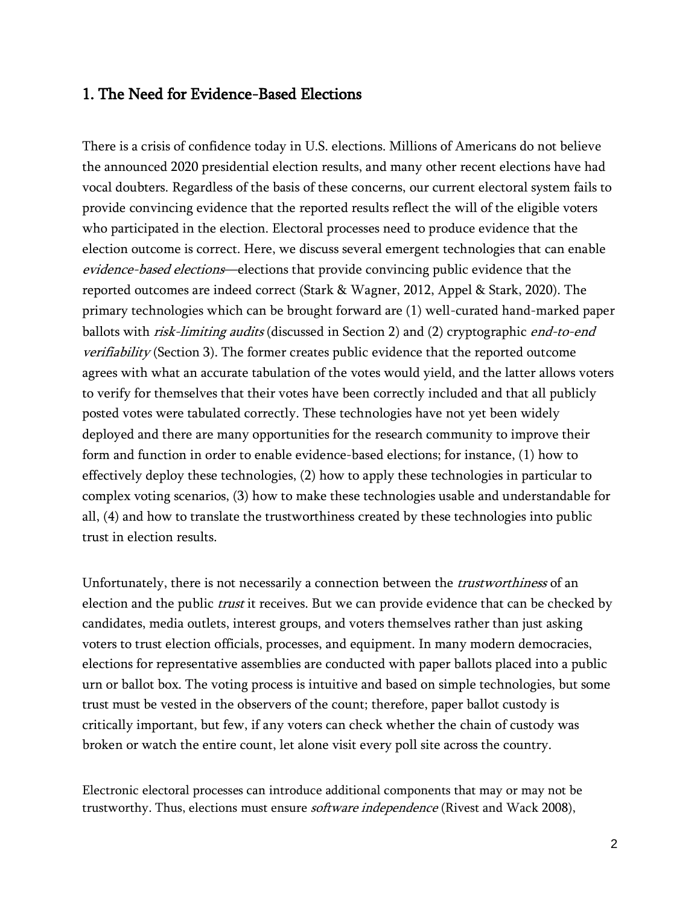## 1. The Need for Evidence-Based Elections

There is a crisis of confidence today in U.S. elections. Millions of Americans do not believe the announced 2020 presidential election results, and many other recent elections have had vocal doubters. Regardless of the basis of these concerns, our current electoral system fails to provide convincing evidence that the reported results reflect the will of the eligible voters who participated in the election. Electoral processes need to produce evidence that the election outcome is correct. Here, we discuss several emergent technologies that can enable *evidence-based elections*—elections that provide convincing public evidence that the reported outcomes are indeed correct (Stark & Wagner, 2012, Appel & Stark, 2020). The primary technologies which can be brought forward are (1) well-curated hand-marked paper ballots with *risk-limiting audits* (discussed in Section 2) and (2) cryptographic *end-to-end verifiability* (Section 3). The former creates public evidence that the reported outcome agrees with what an accurate tabulation of the votes would yield, and the latter allows voters to verify for themselves that their votes have been correctly included and that all publicly posted votes were tabulated correctly. These technologies have not yet been widely deployed and there are many opportunities for the research community to improve their form and function in order to enable evidence-based elections; for instance, (1) how to effectively deploy these technologies, (2) how to apply these technologies in particular to complex voting scenarios, (3) how to make these technologies usable and understandable for all, (4) and how to translate the trustworthiness created by these technologies into public trust in election results.

Unfortunately, there is not necessarily a connection between the *trustworthiness* of an election and the public *trust* it receives. But we can provide evidence that can be checked by candidates, media outlets, interest groups, and voters themselves rather than just asking voters to trust election officials, processes, and equipment. In many modern democracies, elections for representative assemblies are conducted with paper ballots placed into a public urn or ballot box. The voting process is intuitive and based on simple technologies, but some trust must be vested in the observers of the count; therefore, paper ballot custody is critically important, but few, if any voters can check whether the chain of custody was broken or watch the entire count, let alone visit every poll site across the country.

Electronic electoral processes can introduce additional components that may or may not be trustworthy. Thus, elections must ensure *software independence* (Rivest and Wack 2008),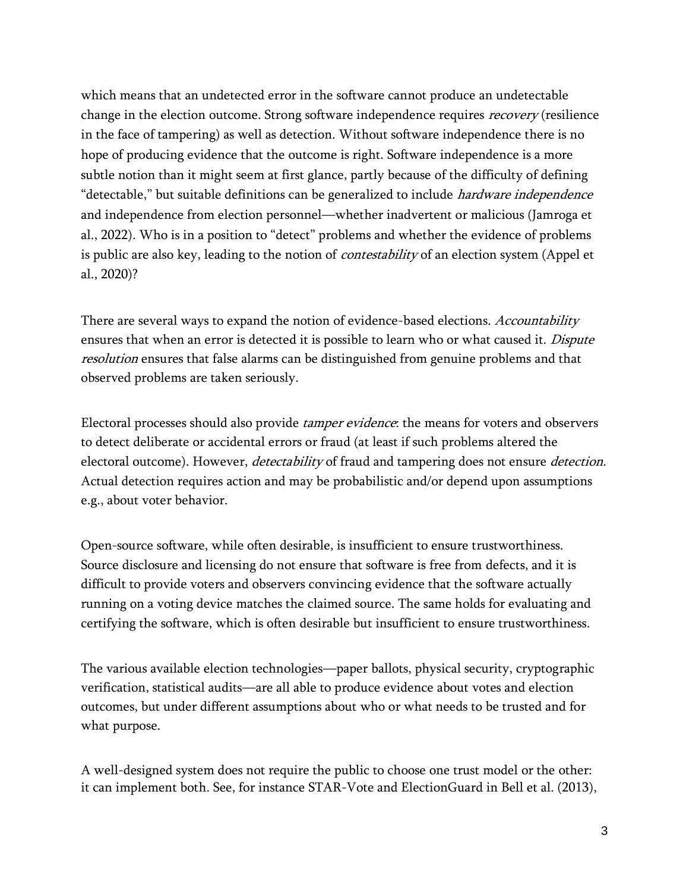which means that an undetected error in the software cannot produce an undetectable change in the election outcome. Strong software independence requires *recovery* (resilience in the face of tampering) as well as detection. Without software independence there is no hope of producing evidence that the outcome is right. Software independence is a more subtle notion than it might seem at first glance, partly because of the difficulty of defining "detectable," but suitable definitions can be generalized to include *hardware independence* and independence from election personnel—whether inadvertent or malicious (Jamroga et al., 2022). Who is in a position to "detect" problems and whether the evidence of problems is public are also key, leading to the notion of *contestability* of an election system (Appel et al., 2020)?

There are several ways to expand the notion of evidence-based elections. *Accountability* ensures that when an error is detected it is possible to learn who or what caused it. *Dispute resolution* ensures that false alarms can be distinguished from genuine problems and that observed problems are taken seriously.

Electoral processes should also provide *tamper evidence*: the means for voters and observers to detect deliberate or accidental errors or fraud (at least if such problems altered the electoral outcome). However, *detectability* of fraud and tampering does not ensure *detection.* Actual detection requires action and may be probabilistic and/or depend upon assumptions e.g., about voter behavior.

Open-source software, while often desirable, is insufficient to ensure trustworthiness. Source disclosure and licensing do not ensure that software is free from defects, and it is difficult to provide voters and observers convincing evidence that the software actually running on a voting device matches the claimed source. The same holds for evaluating and certifying the software, which is often desirable but insufficient to ensure trustworthiness.

The various available election technologies—paper ballots, physical security, cryptographic verification, statistical audits—are all able to produce evidence about votes and election outcomes, but under different assumptions about who or what needs to be trusted and for what purpose.

A well-designed system does not require the public to choose one trust model or the other: it can implement both. See, for instance STAR-Vote and ElectionGuard in Bell et al. (2013),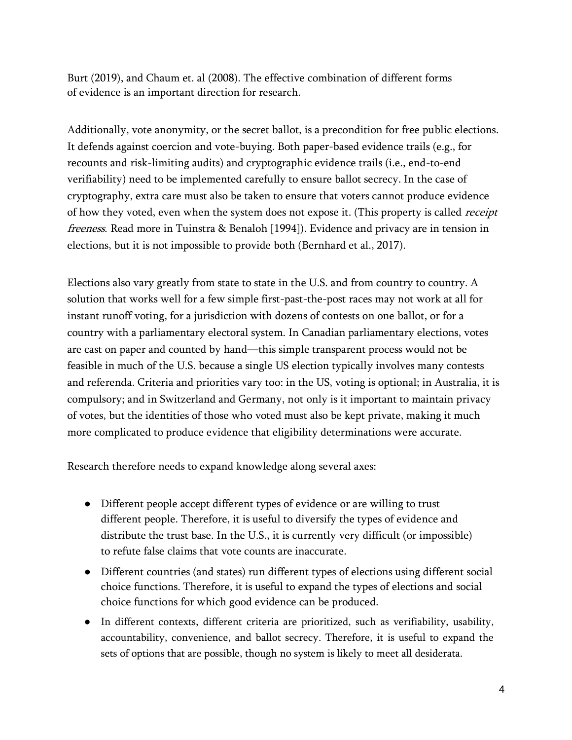Burt (2019), and Chaum et. al (2008). The effective combination of different forms of evidence is an important direction for research.

Additionally, vote anonymity, or the secret ballot, is a precondition for free public elections. It defends against coercion and vote-buying. Both paper-based evidence trails (e.g., for recounts and risk-limiting audits) and cryptographic evidence trails (i.e., end-to-end verifiability) need to be implemented carefully to ensure ballot secrecy. In the case of cryptography, extra care must also be taken to ensure that voters cannot produce evidence of how they voted, even when the system does not expose it. (This property is called *receipt freeness*. Read more in Tuinstra & Benaloh [1994]). Evidence and privacy are in tension in elections, but it is not impossible to provide both (Bernhard et al., 2017).

Elections also vary greatly from state to state in the U.S. and from country to country. A solution that works well for a few simple first-past-the-post races may not work at all for instant runoff voting, for a jurisdiction with dozens of contests on one ballot, or for a country with a parliamentary electoral system. In Canadian parliamentary elections, votes are cast on paper and counted by hand—this simple transparent process would not be feasible in much of the U.S. because a single US election typically involves many contests and referenda. Criteria and priorities vary too: in the US, voting is optional; in Australia, it is compulsory; and in Switzerland and Germany, not only is it important to maintain privacy of votes, but the identities of those who voted must also be kept private, making it much more complicated to produce evidence that eligibility determinations were accurate.

Research therefore needs to expand knowledge along several axes:

- Different people accept different types of evidence or are willing to trust different people. Therefore, it is useful to diversify the types of evidence and distribute the trust base. In the U.S., it is currently very difficult (or impossible) to refute false claims that vote counts are inaccurate.
- Different countries (and states) run different types of elections using different social choice functions. Therefore, it is useful to expand the types of elections and social choice functions for which good evidence can be produced.
- In different contexts, different criteria are prioritized, such as verifiability, usability, accountability, convenience, and ballot secrecy. Therefore, it is useful to expand the sets of options that are possible, though no system is likely to meet all desiderata.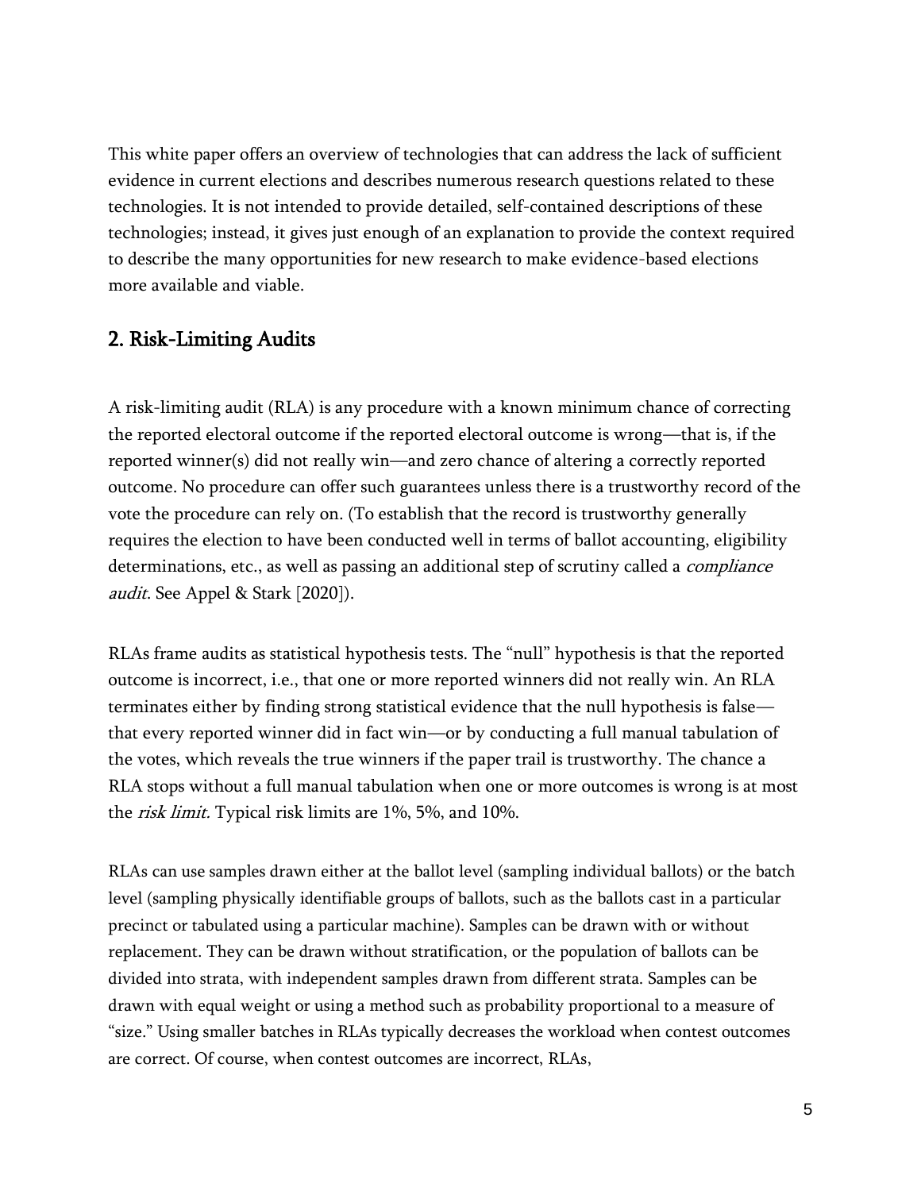This white paper offers an overview of technologies that can address the lack of sufficient evidence in current elections and describes numerous research questions related to these technologies. It is not intended to provide detailed, self-contained descriptions of these technologies; instead, it gives just enough of an explanation to provide the context required to describe the many opportunities for new research to make evidence-based elections more available and viable.

## 2. Risk-Limiting Audits

A risk-limiting audit (RLA) is any procedure with a known minimum chance of correcting the reported electoral outcome if the reported electoral outcome is wrong—that is, if the reported winner(s) did not really win—and zero chance of altering a correctly reported outcome. No procedure can offer such guarantees unless there is a trustworthy record of the vote the procedure can rely on. (To establish that the record is trustworthy generally requires the election to have been conducted well in terms of ballot accounting, eligibility determinations, etc., as well as passing an additional step of scrutiny called a *compliance audit*. See Appel & Stark [2020]).

RLAs frame audits as statistical hypothesis tests. The "null" hypothesis is that the reported outcome is incorrect, i.e., that one or more reported winners did not really win. An RLA terminates either by finding strong statistical evidence that the null hypothesis is false—that every reported winner did in fact win—or by conducting a full manual tabulation of the votes, which reveals the true winners if the paper trail is trustworthy. The chance a RLA stops without a full manual tabulation when one or more outcomes is wrong is at most the *risk limit*. Typical risk limits are 1%, 5%, and 10%.

RLAs can use samples drawn either at the ballot level (sampling individual ballots) or the batch level (sampling physically identifiable groups of ballots, such as the ballots cast in a particular precinct or tabulated using a particular machine). Samples can be drawn with or without replacement. They can be drawn without stratification, or the population of ballots can be divided into strata, with independent samples drawn from different strata. Samples can be drawn with equal weight or using a method such as probability proportional to a measure of "size." Using smaller batches in RLAs typically decreases the workload when contest outcomes are correct. Of course, when contest outcomes are incorrect, RLAs,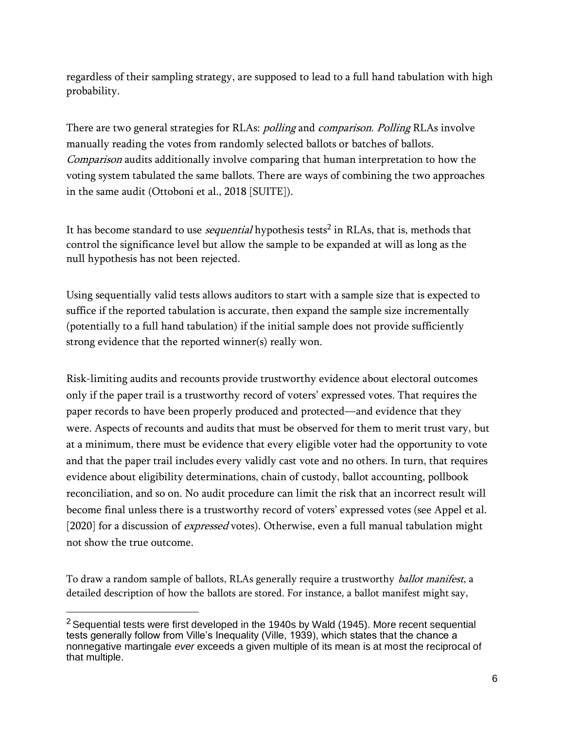regardless of their sampling strategy, are supposed to lead to a full hand tabulation with high probability.

There are two general strategies for RLAs: *polling* and *comparison*. *Polling* RLAs involve manually reading the votes from randomly selected ballots or batches of ballots. *Comparison* audits additionally involve comparing that human interpretation to how the voting system tabulated the same ballots. There are ways of combining the two approaches in the same audit (Ottoboni et al., 2018 [SUITE]).

It has become standard to use *sequential* hypothesis tests[2] in RLAs, that is, methods that control the significance level but allow the sample to be expanded at will as long as the null hypothesis has not been rejected.

Using sequentially valid tests allows auditors to start with a sample size that is expected to suffice if the reported tabulation is accurate, then expand the sample size incrementally (potentially to a full hand tabulation) if the initial sample does not provide sufficiently strong evidence that the reported winner(s) really won.

Risk-limiting audits and recounts provide trustworthy evidence about electoral outcomes only if the paper trail is a trustworthy record of voters' expressed votes. That requires the paper records to have been properly produced and protected—and evidence that they were. Aspects of recounts and audits that must be observed for them to merit trust vary, but at a minimum, there must be evidence that every eligible voter had the opportunity to vote and that the paper trail includes every validly cast vote and no others. In turn, that requires evidence about eligibility determinations, chain of custody, ballot accounting, pollbook reconciliation, and so on. No audit procedure can limit the risk that an incorrect result will become final unless there is a trustworthy record of voters' expressed votes (see Appel et al. [2020] for a discussion of *expressed* votes). Otherwise, even a full manual tabulation might not show the true outcome.

To draw a random sample of ballots, RLAs generally require a trustworthy *ballot manifest*, a detailed description of how the ballots are stored. For instance, a ballot manifest might say,

---

[2] Sequential tests were first developed in the 1940s by Wald (1945). More recent sequential tests generally follow from Ville's Inequality (Ville, 1939), which states that the chance a nonnegative martingale *ever* exceeds a given multiple of its mean is at most the reciprocal of that multiple.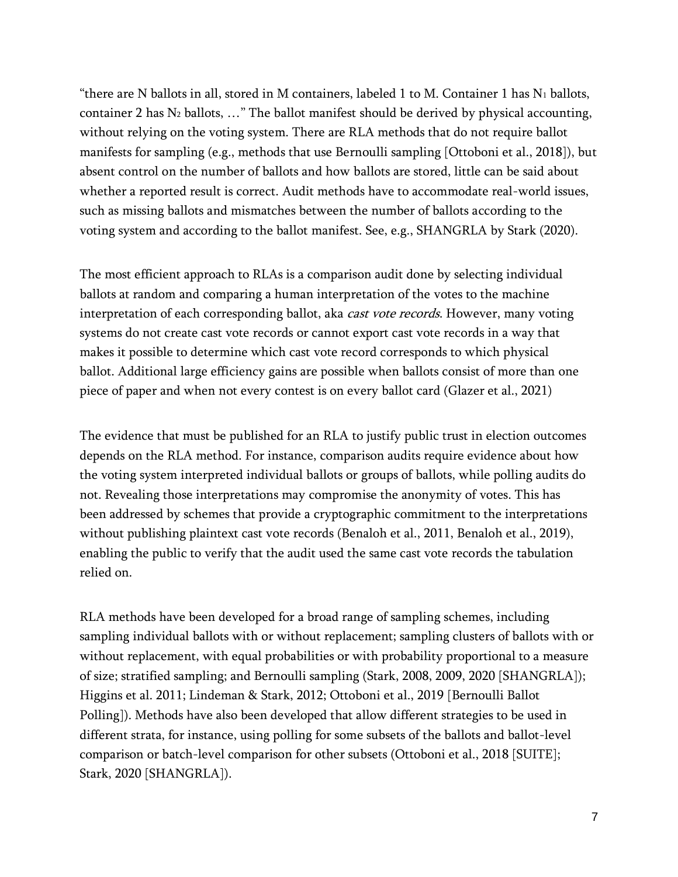“there are N ballots in all, stored in M containers, labeled 1 to M. Container 1 has $N_1$ ballots, container 2 has $N_2$ ballots, …” The ballot manifest should be derived by physical accounting, without relying on the voting system. There are RLA methods that do not require ballot manifests for sampling (e.g., methods that use Bernoulli sampling [Ottoboni et al., 2018]), but absent control on the number of ballots and how ballots are stored, little can be said about whether a reported result is correct. Audit methods have to accommodate real-world issues, such as missing ballots and mismatches between the number of ballots according to the voting system and according to the ballot manifest. See, e.g., SHANGRLA by Stark (2020).

The most efficient approach to RLAs is a comparison audit done by selecting individual ballots at random and comparing a human interpretation of the votes to the machine interpretation of each corresponding ballot, aka *cast vote records*. However, many voting systems do not create cast vote records or cannot export cast vote records in a way that makes it possible to determine which cast vote record corresponds to which physical ballot. Additional large efficiency gains are possible when ballots consist of more than one piece of paper and when not every contest is on every ballot card (Glazer et al., 2021)

The evidence that must be published for an RLA to justify public trust in election outcomes depends on the RLA method. For instance, comparison audits require evidence about how the voting system interpreted individual ballots or groups of ballots, while polling audits do not. Revealing those interpretations may compromise the anonymity of votes. This has been addressed by schemes that provide a cryptographic commitment to the interpretations without publishing plaintext cast vote records (Benaloh et al., 2011, Benaloh et al., 2019), enabling the public to verify that the audit used the same cast vote records the tabulation relied on.

RLA methods have been developed for a broad range of sampling schemes, including sampling individual ballots with or without replacement; sampling clusters of ballots with or without replacement, with equal probabilities or with probability proportional to a measure of size; stratified sampling; and Bernoulli sampling (Stark, 2008, 2009, 2020 [SHANGRLA]); Higgins et al. 2011; Lindeman & Stark, 2012; Ottoboni et al., 2019 [Bernoulli Ballot Polling]). Methods have also been developed that allow different strategies to be used in different strata, for instance, using polling for some subsets of the ballots and ballot-level comparison or batch-level comparison for other subsets (Ottoboni et al., 2018 [SUITE]; Stark, 2020 [SHANGRLA]).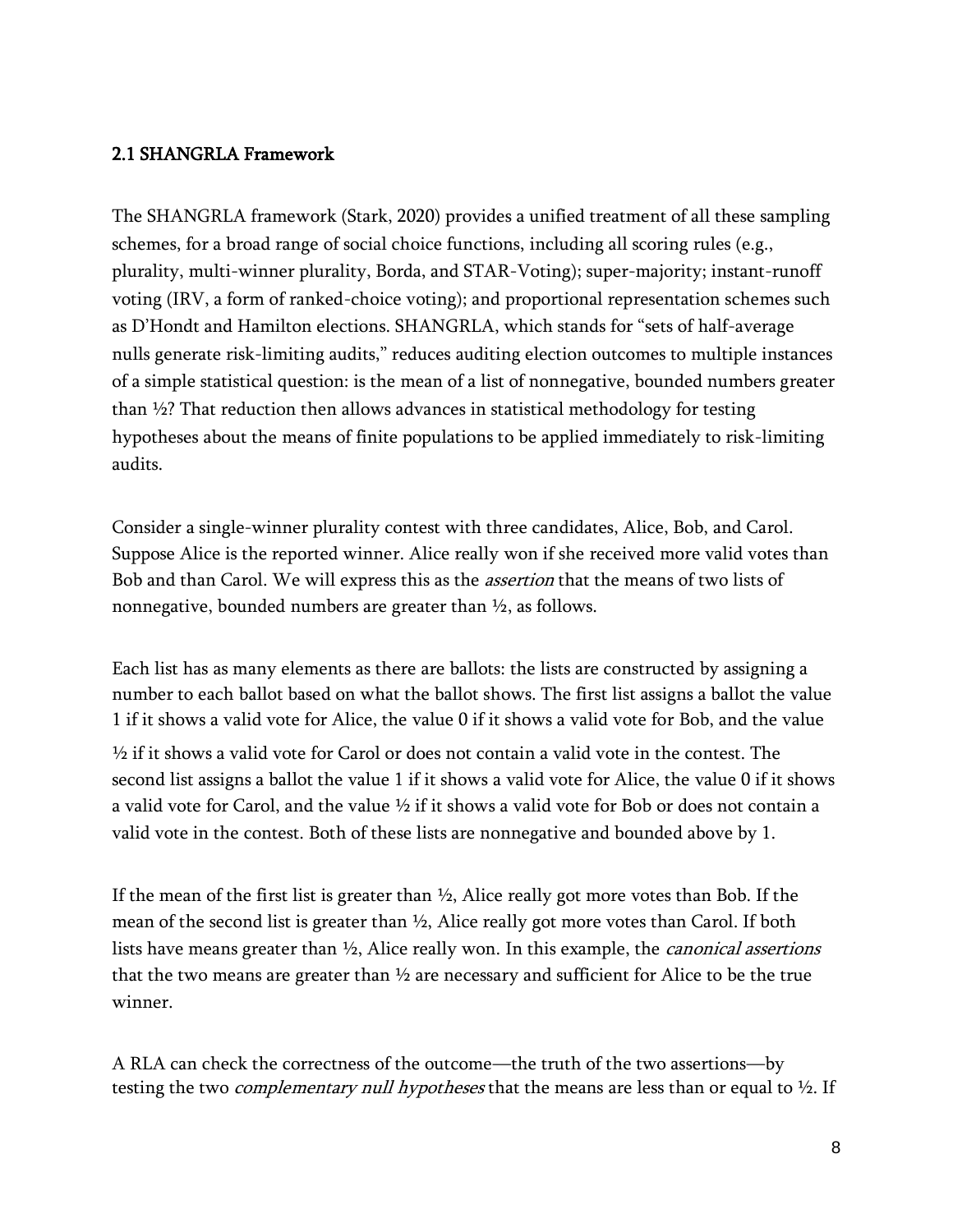### 2.1 SHANGRLA Framework

The SHANGRLA framework (Stark, 2020) provides a unified treatment of all these sampling schemes, for a broad range of social choice functions, including all scoring rules (e.g., plurality, multi-winner plurality, Borda, and STAR-Voting); super-majority; instant-runoff voting (IRV, a form of ranked-choice voting); and proportional representation schemes such as D'Hondt and Hamilton elections. SHANGRLA, which stands for "sets of half-average nulls generate risk-limiting audits," reduces auditing election outcomes to multiple instances of a simple statistical question: is the mean of a list of nonnegative, bounded numbers greater than ½? That reduction then allows advances in statistical methodology for testing hypotheses about the means of finite populations to be applied immediately to risk-limiting audits.

Consider a single-winner plurality contest with three candidates, Alice, Bob, and Carol. Suppose Alice is the reported winner. Alice really won if she received more valid votes than Bob and than Carol. We will express this as the *assertion* that the means of two lists of nonnegative, bounded numbers are greater than ½, as follows.

Each list has as many elements as there are ballots: the lists are constructed by assigning a number to each ballot based on what the ballot shows. The first list assigns a ballot the value 1 if it shows a valid vote for Alice, the value 0 if it shows a valid vote for Bob, and the value ½ if it shows a valid vote for Carol or does not contain a valid vote in the contest. The second list assigns a ballot the value 1 if it shows a valid vote for Alice, the value 0 if it shows a valid vote for Carol, and the value ½ if it shows a valid vote for Bob or does not contain a valid vote in the contest. Both of these lists are nonnegative and bounded above by 1.

If the mean of the first list is greater than ½, Alice really got more votes than Bob. If the mean of the second list is greater than ½, Alice really got more votes than Carol. If both lists have means greater than ½, Alice really won. In this example, the *canonical assertions* that the two means are greater than ½ are necessary and sufficient for Alice to be the true winner.

A RLA can check the correctness of the outcome—the truth of the two assertions—by testing the two *complementary null hypotheses* that the means are less than or equal to ½. If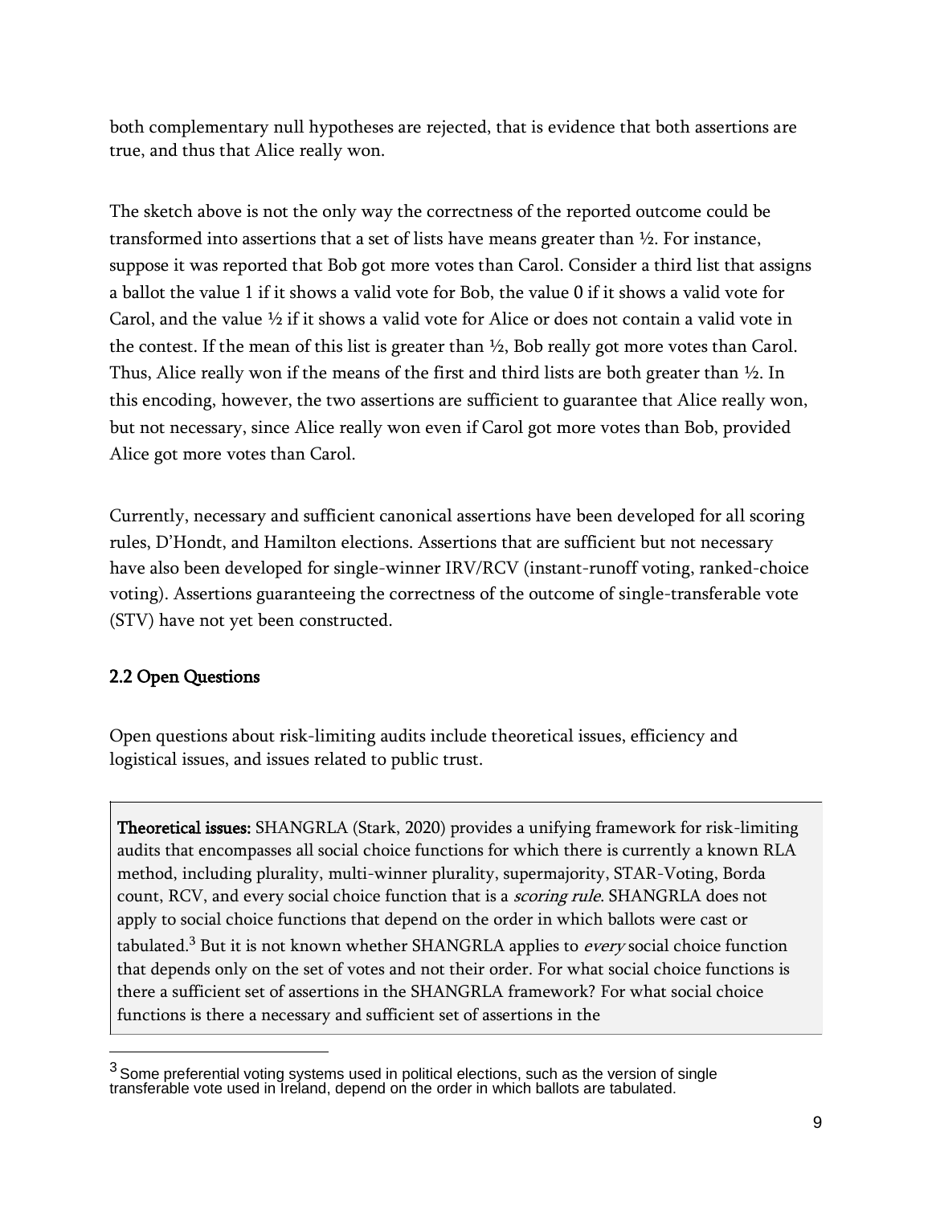both complementary null hypotheses are rejected, that is evidence that both assertions are true, and thus that Alice really won.

The sketch above is not the only way the correctness of the reported outcome could be transformed into assertions that a set of lists have means greater than ½. For instance, suppose it was reported that Bob got more votes than Carol. Consider a third list that assigns a ballot the value 1 if it shows a valid vote for Bob, the value 0 if it shows a valid vote for Carol, and the value ½ if it shows a valid vote for Alice or does not contain a valid vote in the contest. If the mean of this list is greater than ½, Bob really got more votes than Carol. Thus, Alice really won if the means of the first and third lists are both greater than ½. In this encoding, however, the two assertions are sufficient to guarantee that Alice really won, but not necessary, since Alice really won even if Carol got more votes than Bob, provided Alice got more votes than Carol.

Currently, necessary and sufficient canonical assertions have been developed for all scoring rules, D'Hondt, and Hamilton elections. Assertions that are sufficient but not necessary have also been developed for single-winner IRV/RCV (instant-runoff voting, ranked-choice voting). Assertions guaranteeing the correctness of the outcome of single-transferable vote (STV) have not yet been constructed.

## 2.2 Open Questions

Open questions about risk-limiting audits include theoretical issues, efficiency and logistical issues, and issues related to public trust.

**Theoretical issues:** SHANGRLA (Stark, 2020) provides a unifying framework for risk-limiting audits that encompasses all social choice functions for which there is currently a known RLA method, including plurality, multi-winner plurality, supermajority, STAR-Voting, Borda count, RCV, and every social choice function that is a *scoring rule*. SHANGRLA does not apply to social choice functions that depend on the order in which ballots were cast or tabulated.[3] But it is not known whether SHANGRLA applies to *every* social choice function that depends only on the set of votes and not their order. For what social choice functions is there a sufficient set of assertions in the SHANGRLA framework? For what social choice functions is there a necessary and sufficient set of assertions in the

[3] Some preferential voting systems used in political elections, such as the version of single transferable vote used in Ireland, depend on the order in which ballots are tabulated.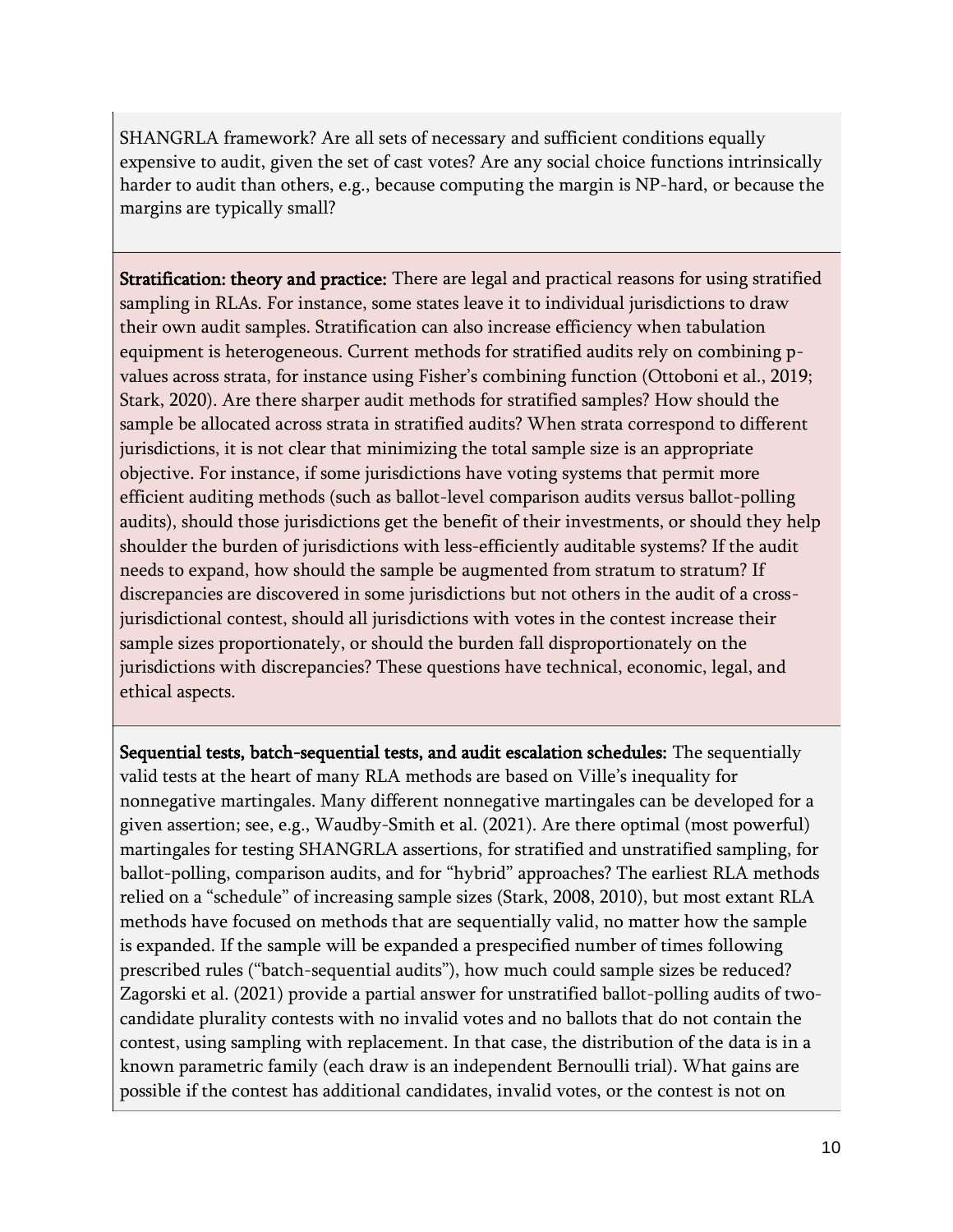SHANGRLA framework? Are all sets of necessary and sufficient conditions equally expensive to audit, given the set of cast votes? Are any social choice functions intrinsically harder to audit than others, e.g., because computing the margin is NP-hard, or because the margins are typically small?

**Stratification: theory and practice:** There are legal and practical reasons for using stratified sampling in RLAs. For instance, some states leave it to individual jurisdictions to draw their own audit samples. Stratification can also increase efficiency when tabulation equipment is heterogeneous. Current methods for stratified audits rely on combining p-values across strata, for instance using Fisher's combining function (Ottoboni et al., 2019; Stark, 2020). Are there sharper audit methods for stratified samples? How should the sample be allocated across strata in stratified audits? When strata correspond to different jurisdictions, it is not clear that minimizing the total sample size is an appropriate objective. For instance, if some jurisdictions have voting systems that permit more efficient auditing methods (such as ballot-level comparison audits versus ballot-polling audits), should those jurisdictions get the benefit of their investments, or should they help shoulder the burden of jurisdictions with less-efficiently auditable systems? If the audit needs to expand, how should the sample be augmented from stratum to stratum? If discrepancies are discovered in some jurisdictions but not others in the audit of a cross-jurisdictional contest, should all jurisdictions with votes in the contest increase their sample sizes proportionately, or should the burden fall disproportionately on the jurisdictions with discrepancies? These questions have technical, economic, legal, and ethical aspects.

**Sequential tests, batch-sequential tests, and audit escalation schedules:** The sequentially valid tests at the heart of many RLA methods are based on Ville's inequality for nonnegative martingales. Many different nonnegative martingales can be developed for a given assertion; see, e.g., Waudby-Smith et al. (2021). Are there optimal (most powerful) martingales for testing SHANGRLA assertions, for stratified and unstratified sampling, for ballot-polling, comparison audits, and for "hybrid" approaches? The earliest RLA methods relied on a "schedule" of increasing sample sizes (Stark, 2008, 2010), but most extant RLA methods have focused on methods that are sequentially valid, no matter how the sample is expanded. If the sample will be expanded a prespecified number of times following prescribed rules ("batch-sequential audits"), how much could sample sizes be reduced? Zagorski et al. (2021) provide a partial answer for unstratified ballot-polling audits of two-candidate plurality contests with no invalid votes and no ballots that do not contain the contest, using sampling with replacement. In that case, the distribution of the data is in a known parametric family (each draw is an independent Bernoulli trial). What gains are possible if the contest has additional candidates, invalid votes, or the contest is not on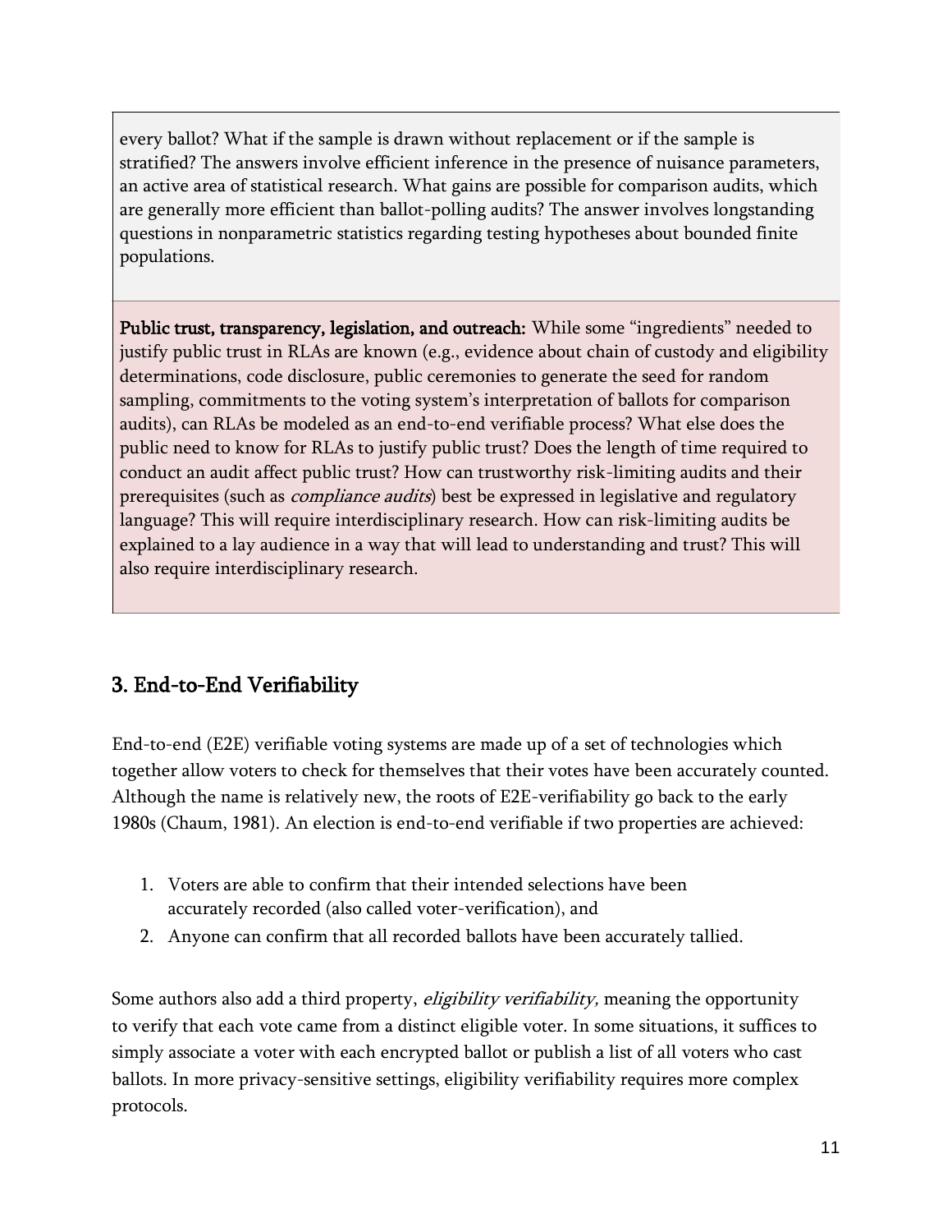every ballot? What if the sample is drawn without replacement or if the sample is stratified? The answers involve efficient inference in the presence of nuisance parameters, an active area of statistical research. What gains are possible for comparison audits, which are generally more efficient than ballot-polling audits? The answer involves longstanding questions in nonparametric statistics regarding testing hypotheses about bounded finite populations.

**Public trust, transparency, legislation, and outreach:** While some "ingredients" needed to justify public trust in RLAs are known (e.g., evidence about chain of custody and eligibility determinations, code disclosure, public ceremonies to generate the seed for random sampling, commitments to the voting system's interpretation of ballots for comparison audits), can RLAs be modeled as an end-to-end verifiable process? What else does the public need to know for RLAs to justify public trust? Does the length of time required to conduct an audit affect public trust? How can trustworthy risk-limiting audits and their prerequisites (such as *compliance audits*) best be expressed in legislative and regulatory language? This will require interdisciplinary research. How can risk-limiting audits be explained to a lay audience in a way that will lead to understanding and trust? This will also require interdisciplinary research.

## 3. End-to-End Verifiability

End-to-end (E2E) verifiable voting systems are made up of a set of technologies which together allow voters to check for themselves that their votes have been accurately counted. Although the name is relatively new, the roots of E2E-verifiability go back to the early 1980s (Chaum, 1981). An election is end-to-end verifiable if two properties are achieved:

1. Voters are able to confirm that their intended selections have been accurately recorded (also called voter-verification), and
2. Anyone can confirm that all recorded ballots have been accurately tallied.

Some authors also add a third property, *eligibility verifiability,* meaning the opportunity to verify that each vote came from a distinct eligible voter. In some situations, it suffices to simply associate a voter with each encrypted ballot or publish a list of all voters who cast ballots. In more privacy-sensitive settings, eligibility verifiability requires more complex protocols.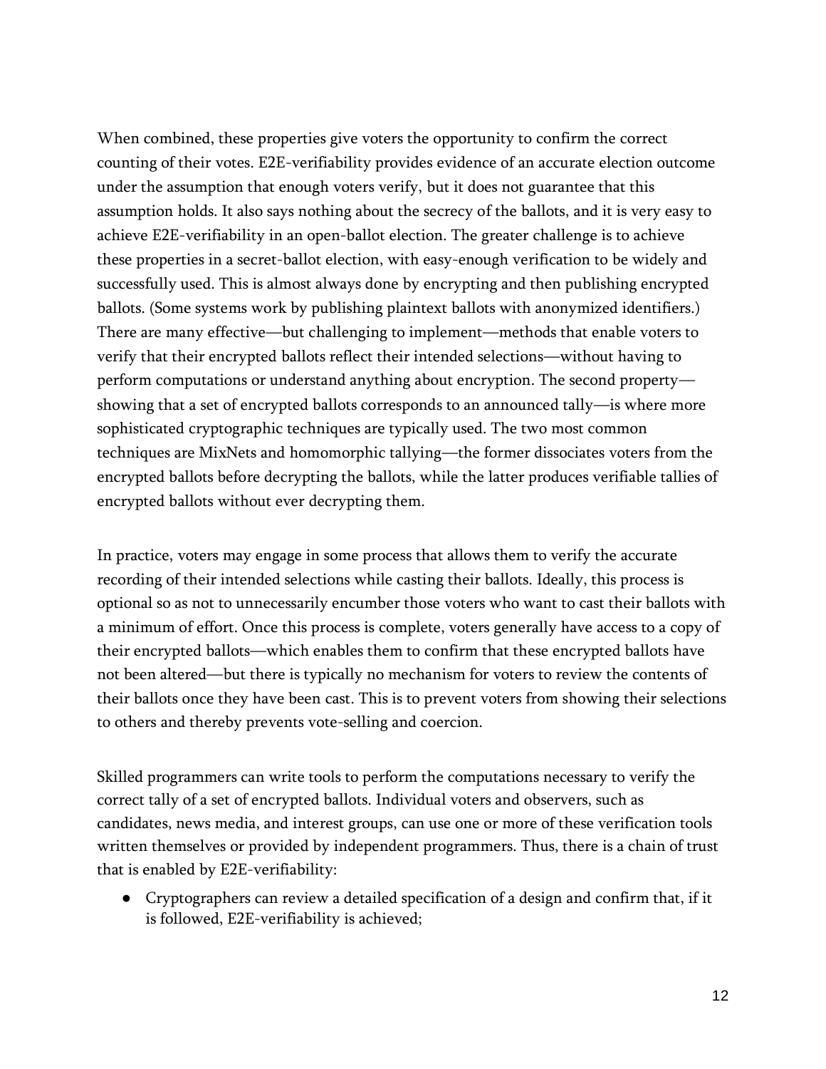When combined, these properties give voters the opportunity to confirm the correct counting of their votes. E2E-verifiability provides evidence of an accurate election outcome under the assumption that enough voters verify, but it does not guarantee that this assumption holds. It also says nothing about the secrecy of the ballots, and it is very easy to achieve E2E-verifiability in an open-ballot election. The greater challenge is to achieve these properties in a secret-ballot election, with easy-enough verification to be widely and successfully used. This is almost always done by encrypting and then publishing encrypted ballots. (Some systems work by publishing plaintext ballots with anonymized identifiers.) There are many effective—but challenging to implement—methods that enable voters to verify that their encrypted ballots reflect their intended selections—without having to perform computations or understand anything about encryption. The second property—showing that a set of encrypted ballots corresponds to an announced tally—is where more sophisticated cryptographic techniques are typically used. The two most common techniques are MixNets and homomorphic tallying—the former dissociates voters from the encrypted ballots before decrypting the ballots, while the latter produces verifiable tallies of encrypted ballots without ever decrypting them.

In practice, voters may engage in some process that allows them to verify the accurate recording of their intended selections while casting their ballots. Ideally, this process is optional so as not to unnecessarily encumber those voters who want to cast their ballots with a minimum of effort. Once this process is complete, voters generally have access to a copy of their encrypted ballots—which enables them to confirm that these encrypted ballots have not been altered—but there is typically no mechanism for voters to review the contents of their ballots once they have been cast. This is to prevent voters from showing their selections to others and thereby prevents vote-selling and coercion.

Skilled programmers can write tools to perform the computations necessary to verify the correct tally of a set of encrypted ballots. Individual voters and observers, such as candidates, news media, and interest groups, can use one or more of these verification tools written themselves or provided by independent programmers. Thus, there is a chain of trust that is enabled by E2E-verifiability:

- Cryptographers can review a detailed specification of a design and confirm that, if it is followed, E2E-verifiability is achieved;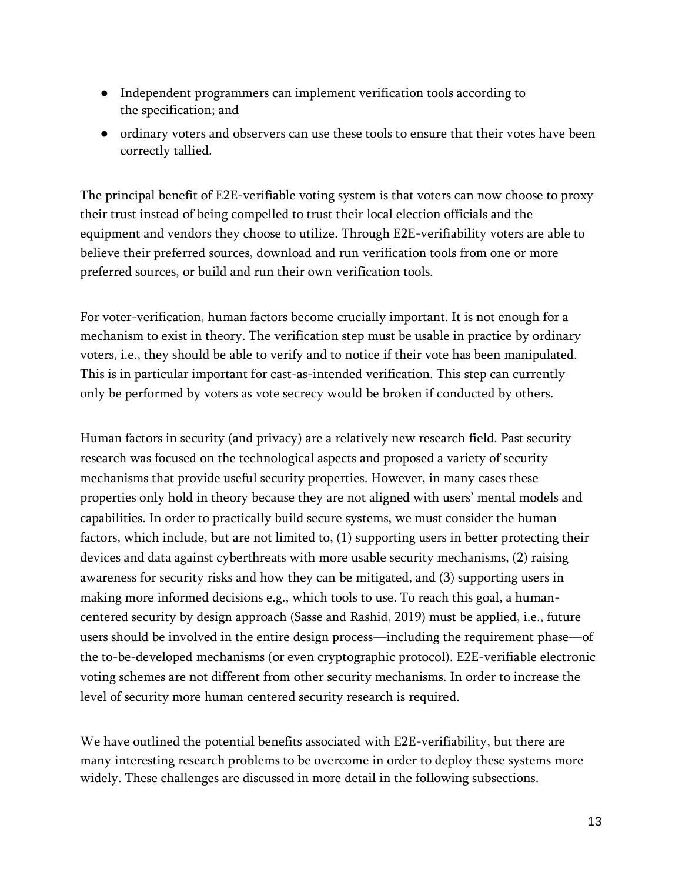- Independent programmers can implement verification tools according to the specification; and
- ordinary voters and observers can use these tools to ensure that their votes have been correctly tallied.

The principal benefit of E2E-verifiable voting system is that voters can now choose to proxy their trust instead of being compelled to trust their local election officials and the equipment and vendors they choose to utilize. Through E2E-verifiability voters are able to believe their preferred sources, download and run verification tools from one or more preferred sources, or build and run their own verification tools.

For voter-verification, human factors become crucially important. It is not enough for a mechanism to exist in theory. The verification step must be usable in practice by ordinary voters, i.e., they should be able to verify and to notice if their vote has been manipulated. This is in particular important for cast-as-intended verification. This step can currently only be performed by voters as vote secrecy would be broken if conducted by others.

Human factors in security (and privacy) are a relatively new research field. Past security research was focused on the technological aspects and proposed a variety of security mechanisms that provide useful security properties. However, in many cases these properties only hold in theory because they are not aligned with users' mental models and capabilities. In order to practically build secure systems, we must consider the human factors, which include, but are not limited to, (1) supporting users in better protecting their devices and data against cyberthreats with more usable security mechanisms, (2) raising awareness for security risks and how they can be mitigated, and (3) supporting users in making more informed decisions e.g., which tools to use. To reach this goal, a human-centered security by design approach (Sasse and Rashid, 2019) must be applied, i.e., future users should be involved in the entire design process—including the requirement phase—of the to-be-developed mechanisms (or even cryptographic protocol). E2E-verifiable electronic voting schemes are not different from other security mechanisms. In order to increase the level of security more human centered security research is required.

We have outlined the potential benefits associated with E2E-verifiability, but there are many interesting research problems to be overcome in order to deploy these systems more widely. These challenges are discussed in more detail in the following subsections.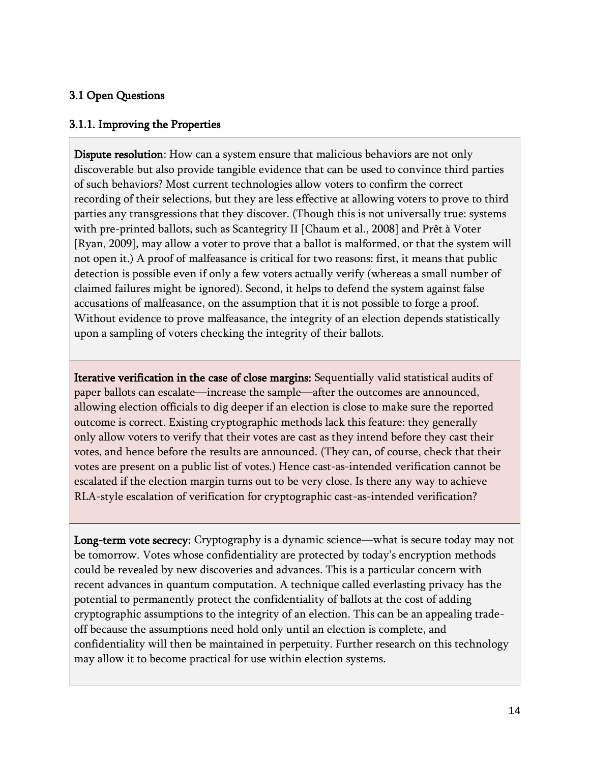### 3.1 Open Questions

#### 3.1.1. Improving the Properties

**Dispute resolution**: How can a system ensure that malicious behaviors are not only discoverable but also provide tangible evidence that can be used to convince third parties of such behaviors? Most current technologies allow voters to confirm the correct recording of their selections, but they are less effective at allowing voters to prove to third parties any transgressions that they discover. (Though this is not universally true: systems with pre-printed ballots, such as Scantegrity II [Chaum et al., 2008] and Prêt à Voter [Ryan, 2009], may allow a voter to prove that a ballot is malformed, or that the system will not open it.) A proof of malfeasance is critical for two reasons: first, it means that public detection is possible even if only a few voters actually verify (whereas a small number of claimed failures might be ignored). Second, it helps to defend the system against false accusations of malfeasance, on the assumption that it is not possible to forge a proof. Without evidence to prove malfeasance, the integrity of an election depends statistically upon a sampling of voters checking the integrity of their ballots.

**Iterative verification in the case of close margins:** Sequentially valid statistical audits of paper ballots can escalate—increase the sample—after the outcomes are announced, allowing election officials to dig deeper if an election is close to make sure the reported outcome is correct. Existing cryptographic methods lack this feature: they generally only allow voters to verify that their votes are cast as they intend before they cast their votes, and hence before the results are announced. (They can, of course, check that their votes are present on a public list of votes.) Hence cast-as-intended verification cannot be escalated if the election margin turns out to be very close. Is there any way to achieve RLA-style escalation of verification for cryptographic cast-as-intended verification?

**Long-term vote secrecy:** Cryptography is a dynamic science—what is secure today may not be tomorrow. Votes whose confidentiality are protected by today's encryption methods could be revealed by new discoveries and advances. This is a particular concern with recent advances in quantum computation. A technique called everlasting privacy has the potential to permanently protect the confidentiality of ballots at the cost of adding cryptographic assumptions to the integrity of an election. This can be an appealing trade-off because the assumptions need hold only until an election is complete, and confidentiality will then be maintained in perpetuity. Further research on this technology may allow it to become practical for use within election systems.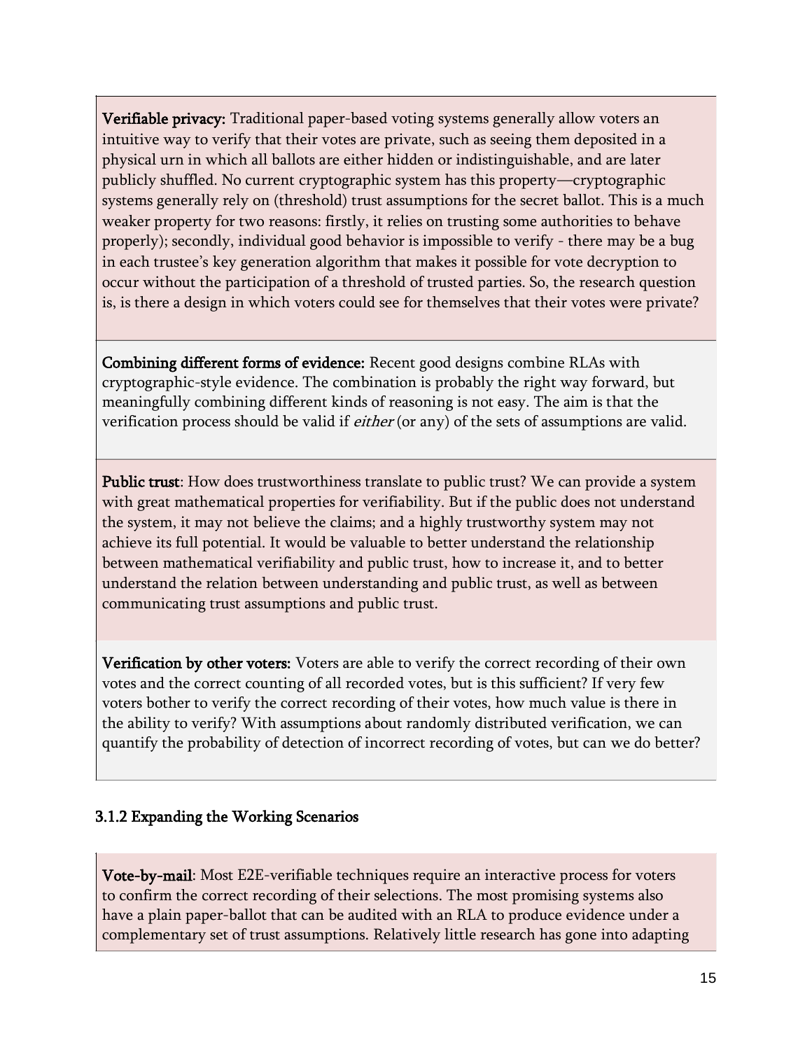**Verifiable privacy:** Traditional paper-based voting systems generally allow voters an intuitive way to verify that their votes are private, such as seeing them deposited in a physical urn in which all ballots are either hidden or indistinguishable, and are later publicly shuffled. No current cryptographic system has this property—cryptographic systems generally rely on (threshold) trust assumptions for the secret ballot. This is a much weaker property for two reasons: firstly, it relies on trusting some authorities to behave properly); secondly, individual good behavior is impossible to verify - there may be a bug in each trustee's key generation algorithm that makes it possible for vote decryption to occur without the participation of a threshold of trusted parties. So, the research question is, is there a design in which voters could see for themselves that their votes were private?

**Combining different forms of evidence:** Recent good designs combine RLAs with cryptographic-style evidence. The combination is probably the right way forward, but meaningfully combining different kinds of reasoning is not easy. The aim is that the verification process should be valid if *either* (or any) of the sets of assumptions are valid.

**Public trust**: How does trustworthiness translate to public trust? We can provide a system with great mathematical properties for verifiability. But if the public does not understand the system, it may not believe the claims; and a highly trustworthy system may not achieve its full potential. It would be valuable to better understand the relationship between mathematical verifiability and public trust, how to increase it, and to better understand the relation between understanding and public trust, as well as between communicating trust assumptions and public trust.

**Verification by other voters:** Voters are able to verify the correct recording of their own votes and the correct counting of all recorded votes, but is this sufficient? If very few voters bother to verify the correct recording of their votes, how much value is there in the ability to verify? With assumptions about randomly distributed verification, we can quantify the probability of detection of incorrect recording of votes, but can we do better?

### 3.1.2 Expanding the Working Scenarios

**Vote-by-mail**: Most E2E-verifiable techniques require an interactive process for voters to confirm the correct recording of their selections. The most promising systems also have a plain paper-ballot that can be audited with an RLA to produce evidence under a complementary set of trust assumptions. Relatively little research has gone into adapting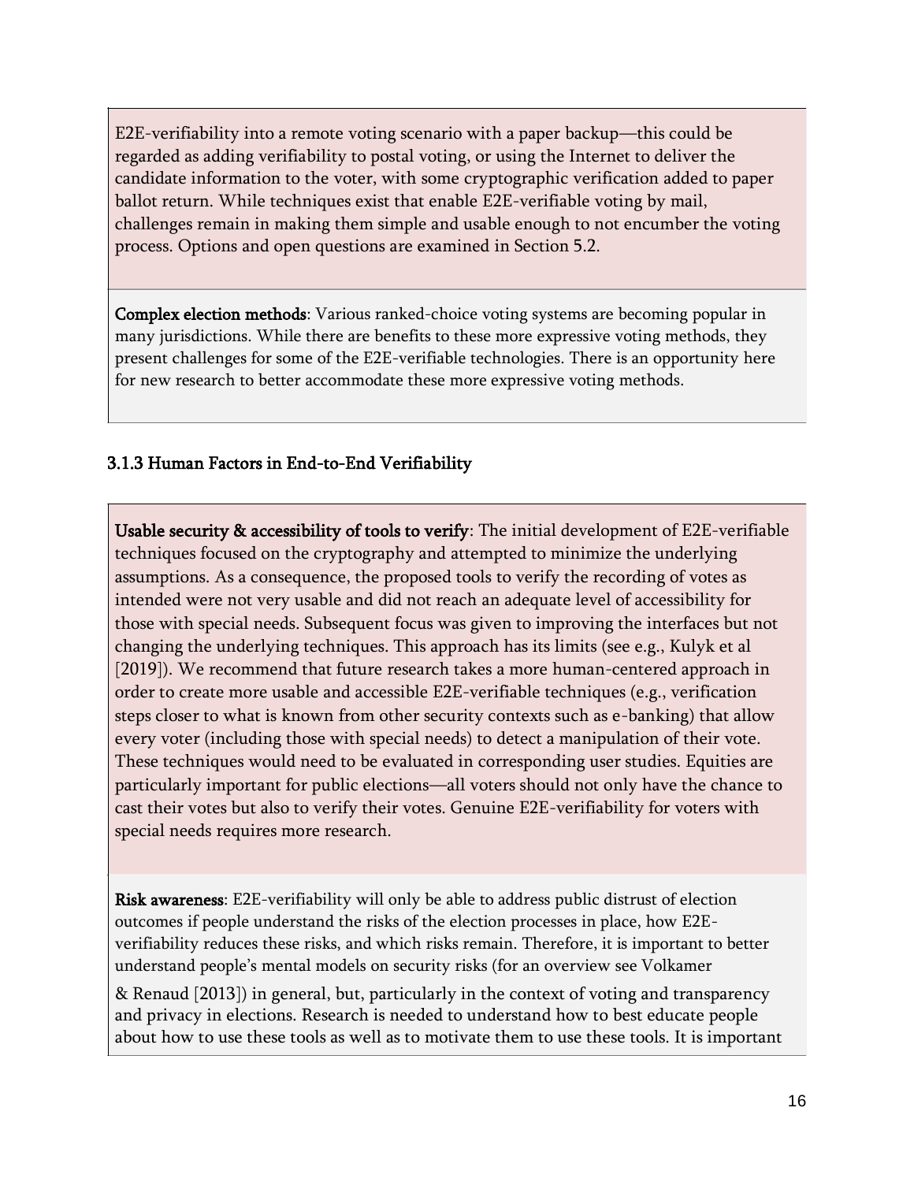E2E-verifiability into a remote voting scenario with a paper backup—this could be regarded as adding verifiability to postal voting, or using the Internet to deliver the candidate information to the voter, with some cryptographic verification added to paper ballot return. While techniques exist that enable E2E-verifiable voting by mail, challenges remain in making them simple and usable enough to not encumber the voting process. Options and open questions are examined in Section 5.2.

**Complex election methods**: Various ranked-choice voting systems are becoming popular in many jurisdictions. While there are benefits to these more expressive voting methods, they present challenges for some of the E2E-verifiable technologies. There is an opportunity here for new research to better accommodate these more expressive voting methods.

### 3.1.3 Human Factors in End-to-End Verifiability

**Usable security & accessibility of tools to verify**: The initial development of E2E-verifiable techniques focused on the cryptography and attempted to minimize the underlying assumptions. As a consequence, the proposed tools to verify the recording of votes as intended were not very usable and did not reach an adequate level of accessibility for those with special needs. Subsequent focus was given to improving the interfaces but not changing the underlying techniques. This approach has its limits (see e.g., Kulyk et al [2019]). We recommend that future research takes a more human-centered approach in order to create more usable and accessible E2E-verifiable techniques (e.g., verification steps closer to what is known from other security contexts such as e-banking) that allow every voter (including those with special needs) to detect a manipulation of their vote. These techniques would need to be evaluated in corresponding user studies. Equities are particularly important for public elections—all voters should not only have the chance to cast their votes but also to verify their votes. Genuine E2E-verifiability for voters with special needs requires more research.

**Risk awareness**: E2E-verifiability will only be able to address public distrust of election outcomes if people understand the risks of the election processes in place, how E2E-verifiability reduces these risks, and which risks remain. Therefore, it is important to better understand people's mental models on security risks (for an overview see Volkamer & Renaud [2013]) in general, but, particularly in the context of voting and transparency and privacy in elections. Research is needed to understand how to best educate people about how to use these tools as well as to motivate them to use these tools. It is important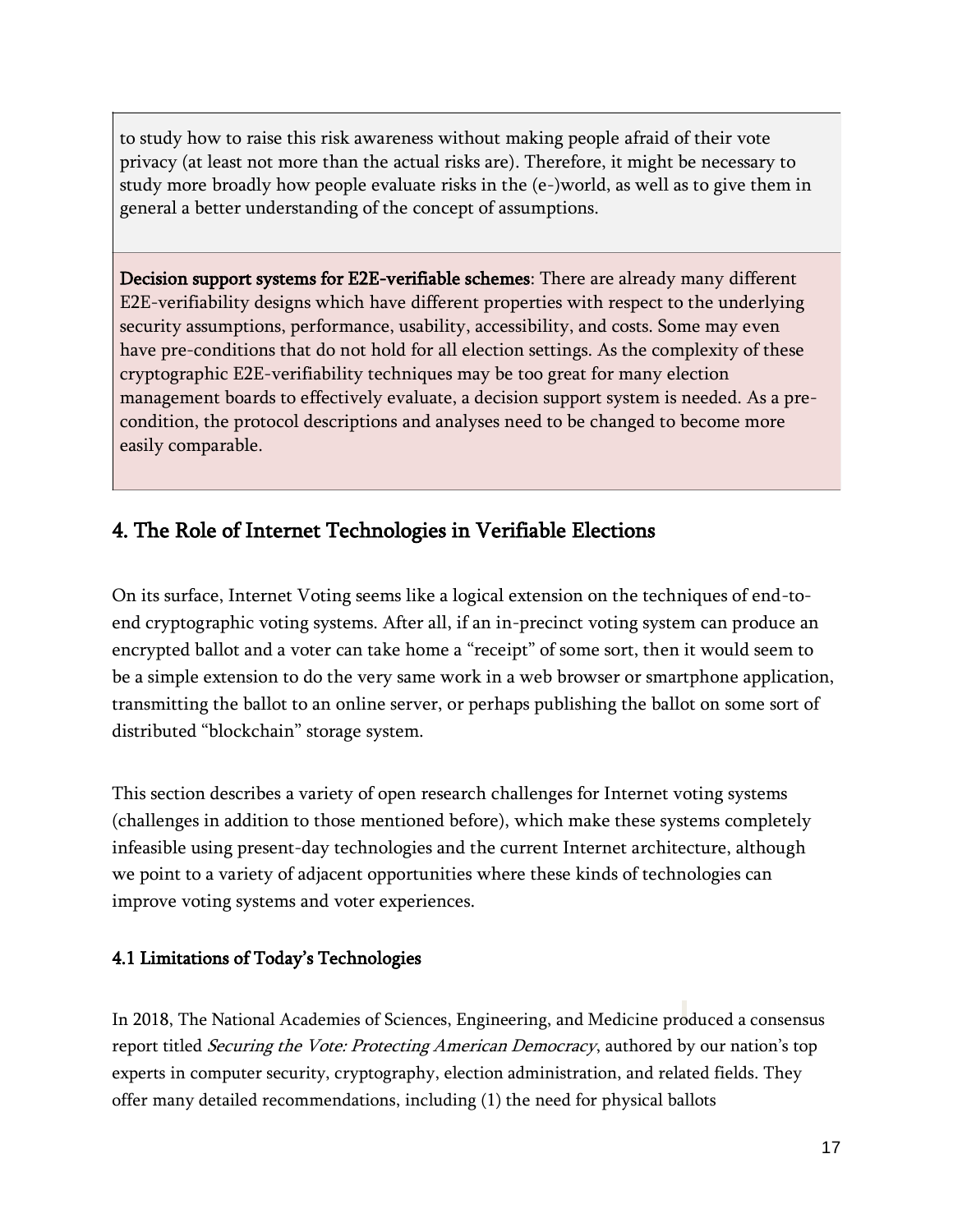to study how to raise this risk awareness without making people afraid of their vote privacy (at least not more than the actual risks are). Therefore, it might be necessary to study more broadly how people evaluate risks in the (e-)world, as well as to give them in general a better understanding of the concept of assumptions.

**Decision support systems for E2E-verifiable schemes**: There are already many different E2E-verifiability designs which have different properties with respect to the underlying security assumptions, performance, usability, accessibility, and costs. Some may even have pre-conditions that do not hold for all election settings. As the complexity of these cryptographic E2E-verifiability techniques may be too great for many election management boards to effectively evaluate, a decision support system is needed. As a pre-condition, the protocol descriptions and analyses need to be changed to become more easily comparable.

## 4. The Role of Internet Technologies in Verifiable Elections

On its surface, Internet Voting seems like a logical extension on the techniques of end-to-end cryptographic voting systems. After all, if an in-precinct voting system can produce an encrypted ballot and a voter can take home a "receipt" of some sort, then it would seem to be a simple extension to do the very same work in a web browser or smartphone application, transmitting the ballot to an online server, or perhaps publishing the ballot on some sort of distributed "blockchain" storage system.

This section describes a variety of open research challenges for Internet voting systems (challenges in addition to those mentioned before), which make these systems completely infeasible using present-day technologies and the current Internet architecture, although we point to a variety of adjacent opportunities where these kinds of technologies can improve voting systems and voter experiences.

### 4.1 Limitations of Today's Technologies

In 2018, The National Academies of Sciences, Engineering, and Medicine produced a consensus report titled *Securing the Vote: Protecting American Democracy*, authored by our nation's top experts in computer security, cryptography, election administration, and related fields. They offer many detailed recommendations, including (1) the need for physical ballots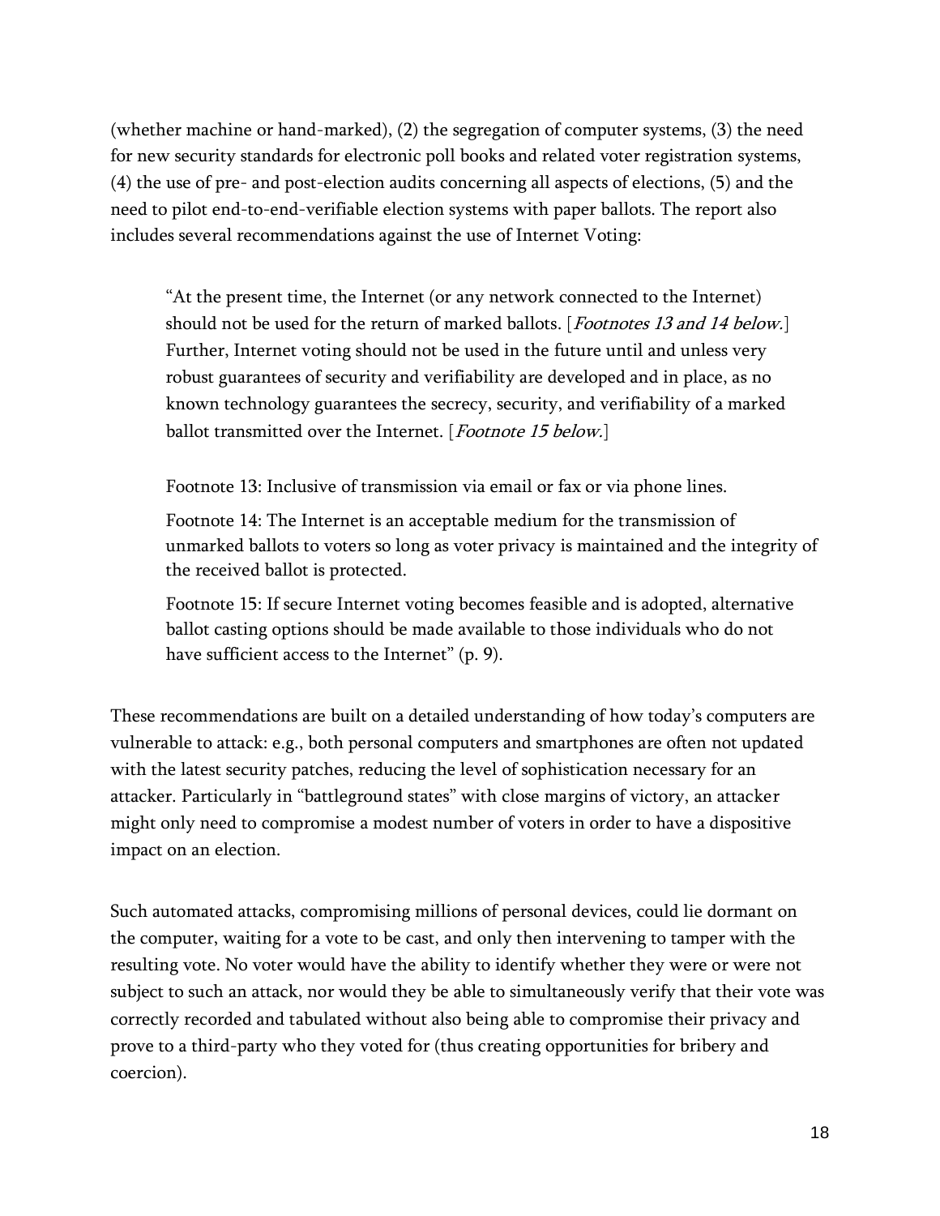(whether machine or hand-marked), (2) the segregation of computer systems, (3) the need for new security standards for electronic poll books and related voter registration systems, (4) the use of pre- and post-election audits concerning all aspects of elections, (5) and the need to pilot end-to-end-verifiable election systems with paper ballots. The report also includes several recommendations against the use of Internet Voting:

> "At the present time, the Internet (or any network connected to the Internet) should not be used for the return of marked ballots. [*Footnotes 13 and 14 below.*] Further, Internet voting should not be used in the future until and unless very robust guarantees of security and verifiability are developed and in place, as no known technology guarantees the secrecy, security, and verifiability of a marked ballot transmitted over the Internet. [*Footnote 15 below.*]
>
> Footnote 13: Inclusive of transmission via email or fax or via phone lines.
>
> Footnote 14: The Internet is an acceptable medium for the transmission of unmarked ballots to voters so long as voter privacy is maintained and the integrity of the received ballot is protected.
>
> Footnote 15: If secure Internet voting becomes feasible and is adopted, alternative ballot casting options should be made available to those individuals who do not have sufficient access to the Internet" (p. 9).

These recommendations are built on a detailed understanding of how today's computers are vulnerable to attack: e.g., both personal computers and smartphones are often not updated with the latest security patches, reducing the level of sophistication necessary for an attacker. Particularly in "battleground states" with close margins of victory, an attacker might only need to compromise a modest number of voters in order to have a dispositive impact on an election.

Such automated attacks, compromising millions of personal devices, could lie dormant on the computer, waiting for a vote to be cast, and only then intervening to tamper with the resulting vote. No voter would have the ability to identify whether they were or were not subject to such an attack, nor would they be able to simultaneously verify that their vote was correctly recorded and tabulated without also being able to compromise their privacy and prove to a third-party who they voted for (thus creating opportunities for bribery and coercion).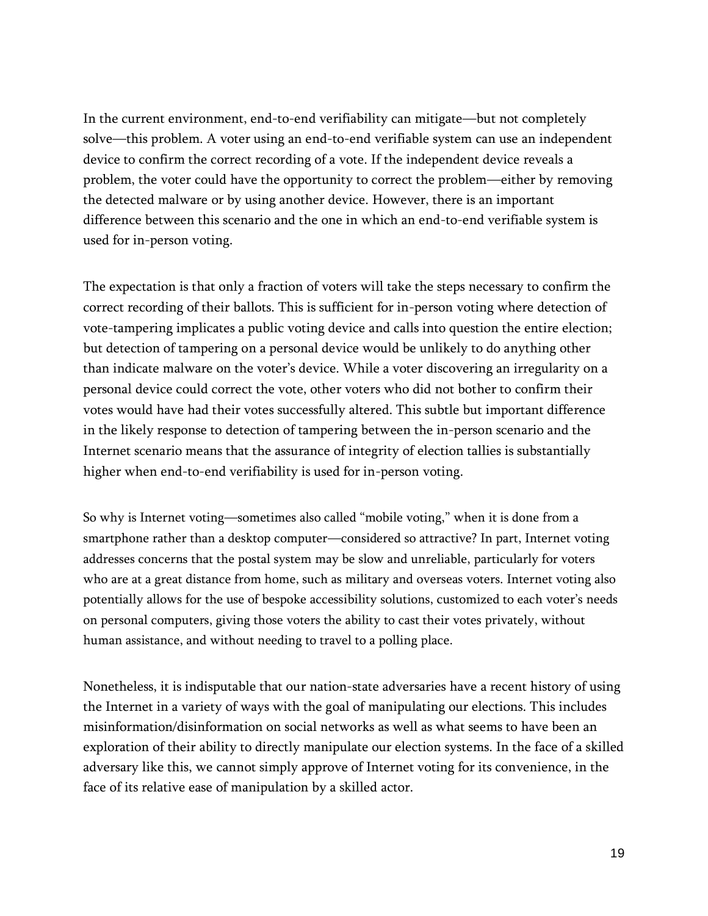In the current environment, end-to-end verifiability can mitigate—but not completely solve—this problem. A voter using an end-to-end verifiable system can use an independent device to confirm the correct recording of a vote. If the independent device reveals a problem, the voter could have the opportunity to correct the problem—either by removing the detected malware or by using another device. However, there is an important difference between this scenario and the one in which an end-to-end verifiable system is used for in-person voting.

The expectation is that only a fraction of voters will take the steps necessary to confirm the correct recording of their ballots. This is sufficient for in-person voting where detection of vote-tampering implicates a public voting device and calls into question the entire election; but detection of tampering on a personal device would be unlikely to do anything other than indicate malware on the voter's device. While a voter discovering an irregularity on a personal device could correct the vote, other voters who did not bother to confirm their votes would have had their votes successfully altered. This subtle but important difference in the likely response to detection of tampering between the in-person scenario and the Internet scenario means that the assurance of integrity of election tallies is substantially higher when end-to-end verifiability is used for in-person voting.

So why is Internet voting—sometimes also called "mobile voting," when it is done from a smartphone rather than a desktop computer—considered so attractive? In part, Internet voting addresses concerns that the postal system may be slow and unreliable, particularly for voters who are at a great distance from home, such as military and overseas voters. Internet voting also potentially allows for the use of bespoke accessibility solutions, customized to each voter's needs on personal computers, giving those voters the ability to cast their votes privately, without human assistance, and without needing to travel to a polling place.

Nonetheless, it is indisputable that our nation-state adversaries have a recent history of using the Internet in a variety of ways with the goal of manipulating our elections. This includes misinformation/disinformation on social networks as well as what seems to have been an exploration of their ability to directly manipulate our election systems. In the face of a skilled adversary like this, we cannot simply approve of Internet voting for its convenience, in the face of its relative ease of manipulation by a skilled actor.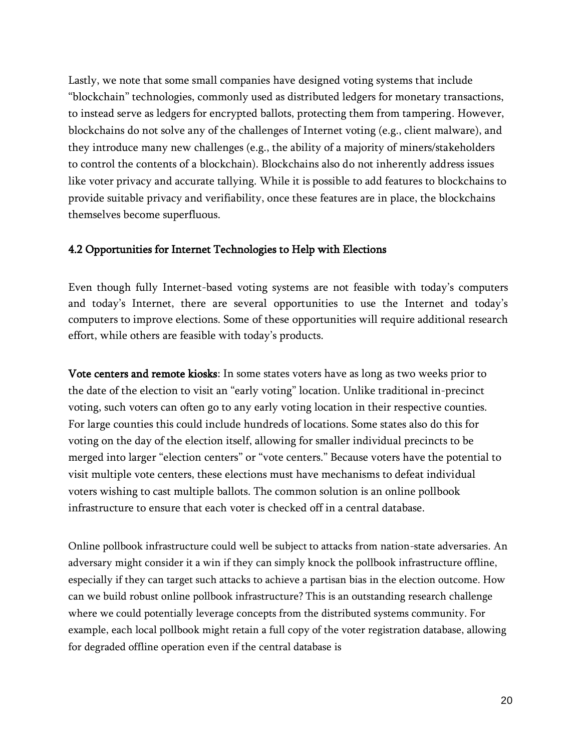Lastly, we note that some small companies have designed voting systems that include “blockchain” technologies, commonly used as distributed ledgers for monetary transactions, to instead serve as ledgers for encrypted ballots, protecting them from tampering. However, blockchains do not solve any of the challenges of Internet voting (e.g., client malware), and they introduce many new challenges (e.g., the ability of a majority of miners/stakeholders to control the contents of a blockchain). Blockchains also do not inherently address issues like voter privacy and accurate tallying. While it is possible to add features to blockchains to provide suitable privacy and verifiability, once these features are in place, the blockchains themselves become superfluous.

### 4.2 Opportunities for Internet Technologies to Help with Elections

Even though fully Internet-based voting systems are not feasible with today’s computers and today’s Internet, there are several opportunities to use the Internet and today’s computers to improve elections. Some of these opportunities will require additional research effort, while others are feasible with today’s products.

**Vote centers and remote kiosks**: In some states voters have as long as two weeks prior to the date of the election to visit an “early voting” location. Unlike traditional in-precinct voting, such voters can often go to any early voting location in their respective counties. For large counties this could include hundreds of locations. Some states also do this for voting on the day of the election itself, allowing for smaller individual precincts to be merged into larger “election centers” or “vote centers.” Because voters have the potential to visit multiple vote centers, these elections must have mechanisms to defeat individual voters wishing to cast multiple ballots. The common solution is an online pollbook infrastructure to ensure that each voter is checked off in a central database.

Online pollbook infrastructure could well be subject to attacks from nation-state adversaries. An adversary might consider it a win if they can simply knock the pollbook infrastructure offline, especially if they can target such attacks to achieve a partisan bias in the election outcome. How can we build robust online pollbook infrastructure? This is an outstanding research challenge where we could potentially leverage concepts from the distributed systems community. For example, each local pollbook might retain a full copy of the voter registration database, allowing for degraded offline operation even if the central database is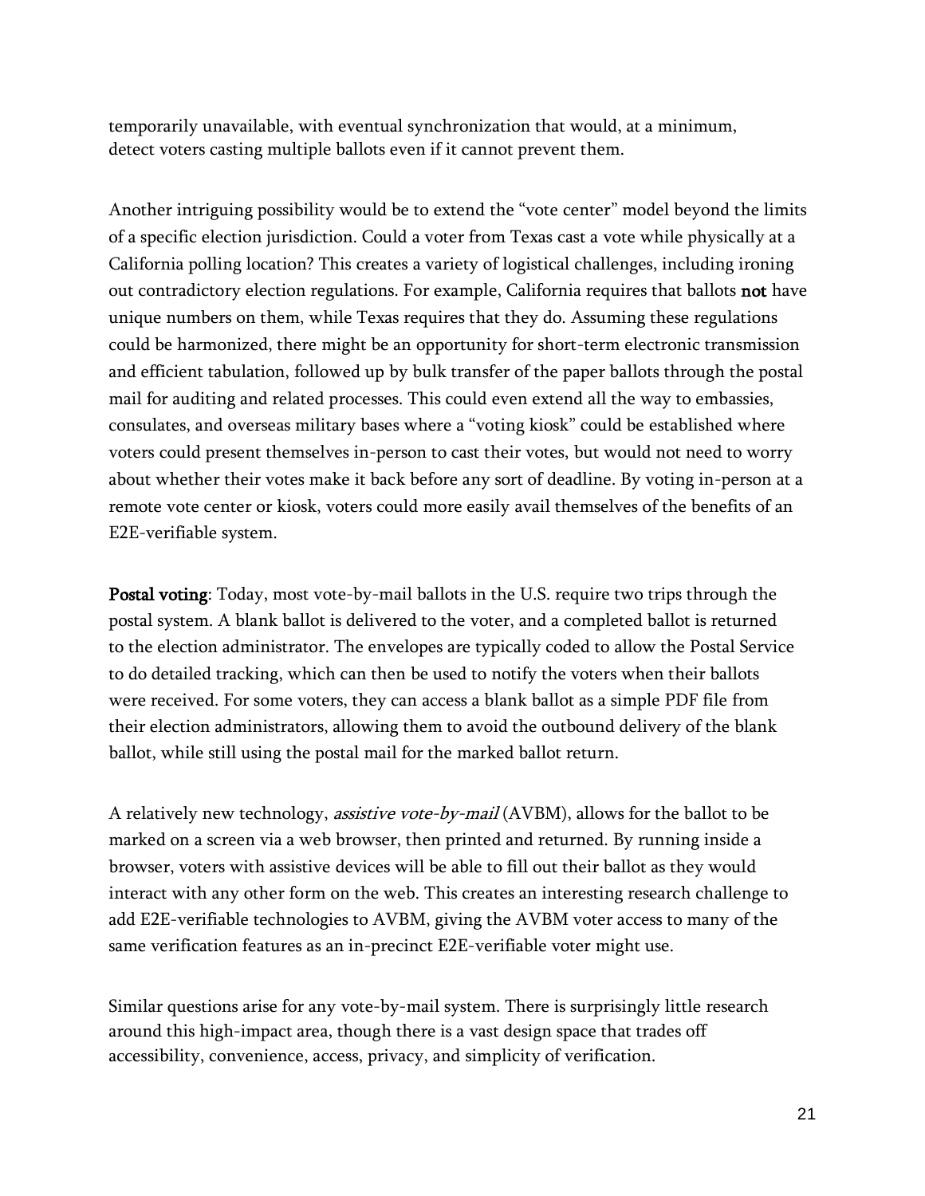temporarily unavailable, with eventual synchronization that would, at a minimum, detect voters casting multiple ballots even if it cannot prevent them.

Another intriguing possibility would be to extend the "vote center" model beyond the limits of a specific election jurisdiction. Could a voter from Texas cast a vote while physically at a California polling location? This creates a variety of logistical challenges, including ironing out contradictory election regulations. For example, California requires that ballots **not** have unique numbers on them, while Texas requires that they do. Assuming these regulations could be harmonized, there might be an opportunity for short-term electronic transmission and efficient tabulation, followed up by bulk transfer of the paper ballots through the postal mail for auditing and related processes. This could even extend all the way to embassies, consulates, and overseas military bases where a "voting kiosk" could be established where voters could present themselves in-person to cast their votes, but would not need to worry about whether their votes make it back before any sort of deadline. By voting in-person at a remote vote center or kiosk, voters could more easily avail themselves of the benefits of an E2E-verifiable system.

**Postal voting**: Today, most vote-by-mail ballots in the U.S. require two trips through the postal system. A blank ballot is delivered to the voter, and a completed ballot is returned to the election administrator. The envelopes are typically coded to allow the Postal Service to do detailed tracking, which can then be used to notify the voters when their ballots were received. For some voters, they can access a blank ballot as a simple PDF file from their election administrators, allowing them to avoid the outbound delivery of the blank ballot, while still using the postal mail for the marked ballot return.

A relatively new technology, *assistive vote-by-mail* (AVBM), allows for the ballot to be marked on a screen via a web browser, then printed and returned. By running inside a browser, voters with assistive devices will be able to fill out their ballot as they would interact with any other form on the web. This creates an interesting research challenge to add E2E-verifiable technologies to AVBM, giving the AVBM voter access to many of the same verification features as an in-precinct E2E-verifiable voter might use.

Similar questions arise for any vote-by-mail system. There is surprisingly little research around this high-impact area, though there is a vast design space that trades off accessibility, convenience, access, privacy, and simplicity of verification.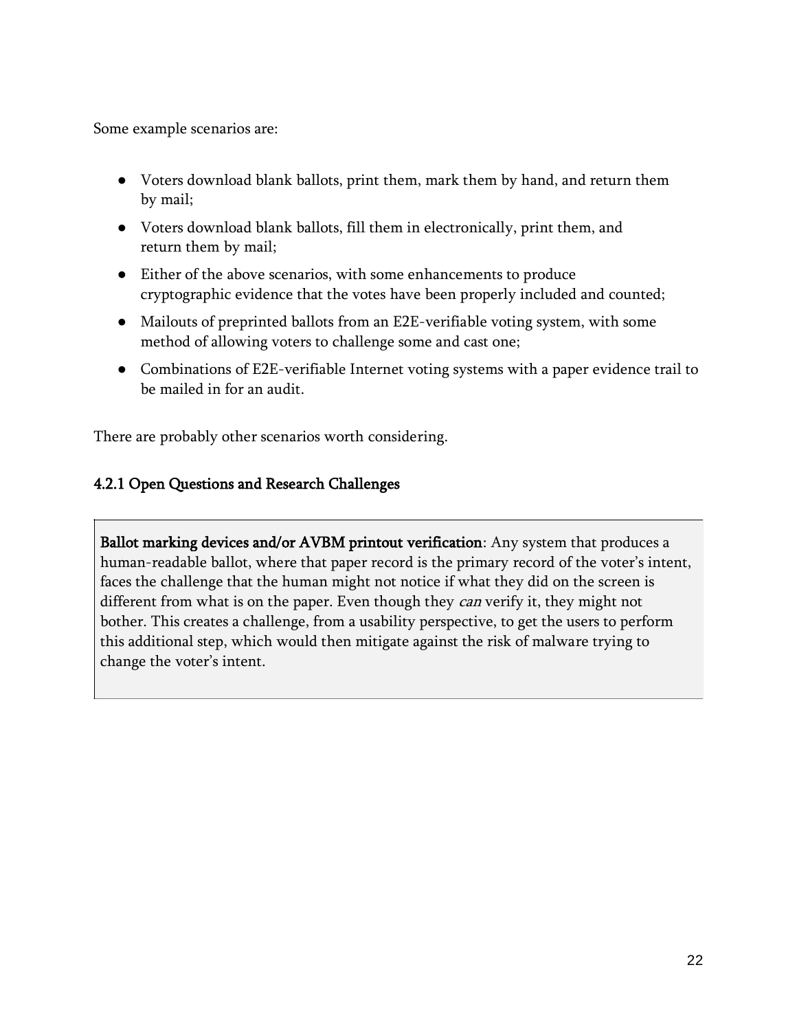Some example scenarios are:

- Voters download blank ballots, print them, mark them by hand, and return them by mail;
- Voters download blank ballots, fill them in electronically, print them, and return them by mail;
- Either of the above scenarios, with some enhancements to produce cryptographic evidence that the votes have been properly included and counted;
- Mailouts of preprinted ballots from an E2E-verifiable voting system, with some method of allowing voters to challenge some and cast one;
- Combinations of E2E-verifiable Internet voting systems with a paper evidence trail to be mailed in for an audit.

There are probably other scenarios worth considering.

### 4.2.1 Open Questions and Research Challenges

**Ballot marking devices and/or AVBM printout verification**: Any system that produces a human-readable ballot, where that paper record is the primary record of the voter's intent, faces the challenge that the human might not notice if what they did on the screen is different from what is on the paper. Even though they *can* verify it, they might not bother. This creates a challenge, from a usability perspective, to get the users to perform this additional step, which would then mitigate against the risk of malware trying to change the voter's intent.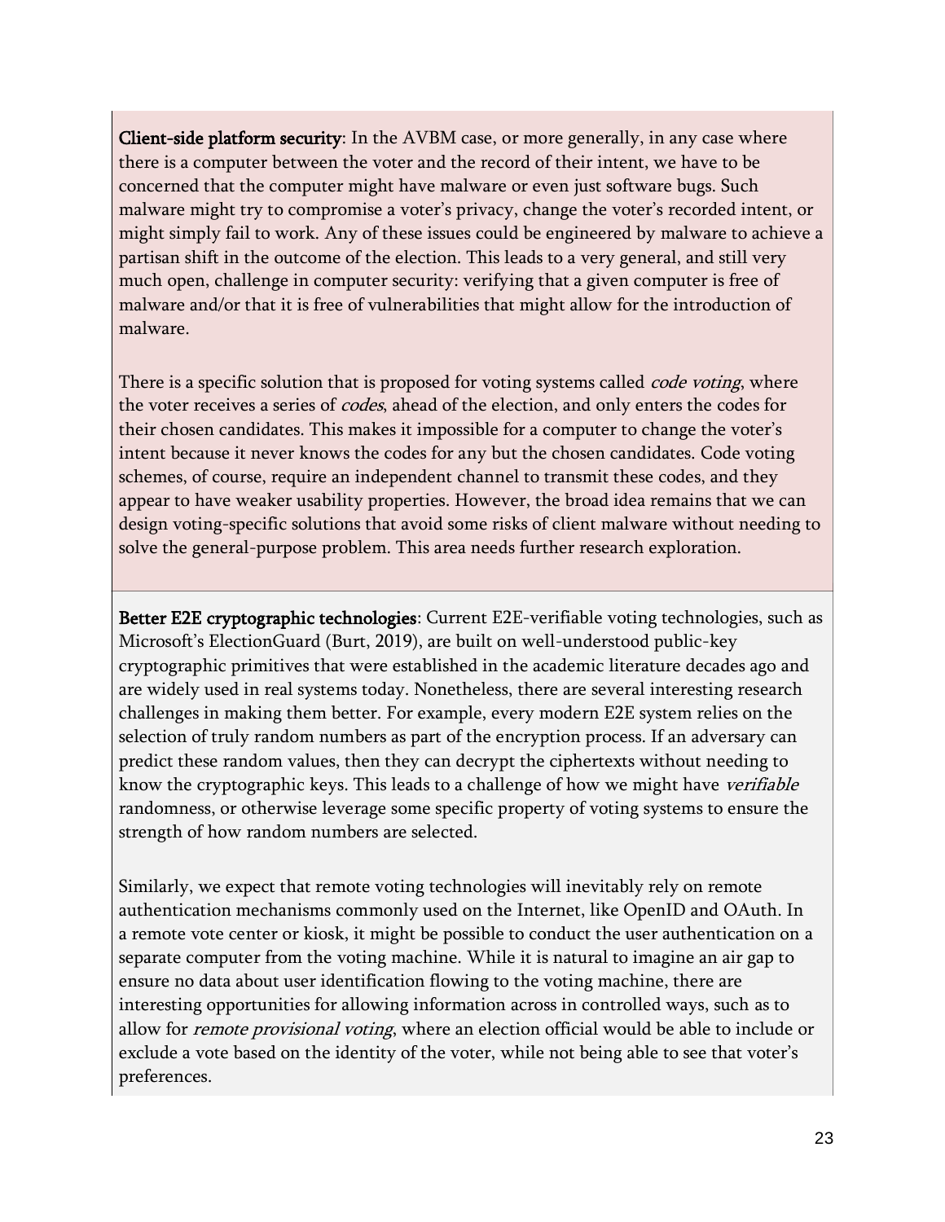**Client-side platform security**: In the AVBM case, or more generally, in any case where there is a computer between the voter and the record of their intent, we have to be concerned that the computer might have malware or even just software bugs. Such malware might try to compromise a voter's privacy, change the voter's recorded intent, or might simply fail to work. Any of these issues could be engineered by malware to achieve a partisan shift in the outcome of the election. This leads to a very general, and still very much open, challenge in computer security: verifying that a given computer is free of malware and/or that it is free of vulnerabilities that might allow for the introduction of malware.

There is a specific solution that is proposed for voting systems called *code voting*, where the voter receives a series of *codes*, ahead of the election, and only enters the codes for their chosen candidates. This makes it impossible for a computer to change the voter's intent because it never knows the codes for any but the chosen candidates. Code voting schemes, of course, require an independent channel to transmit these codes, and they appear to have weaker usability properties. However, the broad idea remains that we can design voting-specific solutions that avoid some risks of client malware without needing to solve the general-purpose problem. This area needs further research exploration.

**Better E2E cryptographic technologies**: Current E2E-verifiable voting technologies, such as Microsoft's ElectionGuard (Burt, 2019), are built on well-understood public-key cryptographic primitives that were established in the academic literature decades ago and are widely used in real systems today. Nonetheless, there are several interesting research challenges in making them better. For example, every modern E2E system relies on the selection of truly random numbers as part of the encryption process. If an adversary can predict these random values, then they can decrypt the ciphertexts without needing to know the cryptographic keys. This leads to a challenge of how we might have *verifiable* randomness, or otherwise leverage some specific property of voting systems to ensure the strength of how random numbers are selected.

Similarly, we expect that remote voting technologies will inevitably rely on remote authentication mechanisms commonly used on the Internet, like OpenID and OAuth. In a remote vote center or kiosk, it might be possible to conduct the user authentication on a separate computer from the voting machine. While it is natural to imagine an air gap to ensure no data about user identification flowing to the voting machine, there are interesting opportunities for allowing information across in controlled ways, such as to allow for *remote provisional voting*, where an election official would be able to include or exclude a vote based on the identity of the voter, while not being able to see that voter's preferences.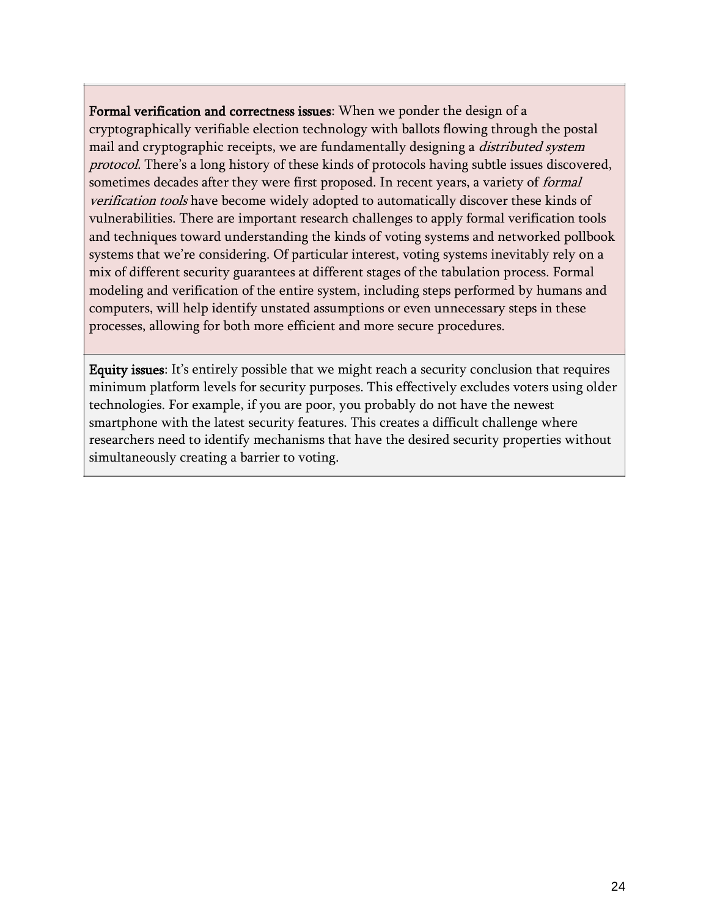**Formal verification and correctness issues**: When we ponder the design of a cryptographically verifiable election technology with ballots flowing through the postal mail and cryptographic receipts, we are fundamentally designing a *distributed system protocol*. There's a long history of these kinds of protocols having subtle issues discovered, sometimes decades after they were first proposed. In recent years, a variety of *formal verification tools* have become widely adopted to automatically discover these kinds of vulnerabilities. There are important research challenges to apply formal verification tools and techniques toward understanding the kinds of voting systems and networked pollbook systems that we're considering. Of particular interest, voting systems inevitably rely on a mix of different security guarantees at different stages of the tabulation process. Formal modeling and verification of the entire system, including steps performed by humans and computers, will help identify unstated assumptions or even unnecessary steps in these processes, allowing for both more efficient and more secure procedures.

**Equity issues**: It's entirely possible that we might reach a security conclusion that requires minimum platform levels for security purposes. This effectively excludes voters using older technologies. For example, if you are poor, you probably do not have the newest smartphone with the latest security features. This creates a difficult challenge where researchers need to identify mechanisms that have the desired security properties without simultaneously creating a barrier to voting.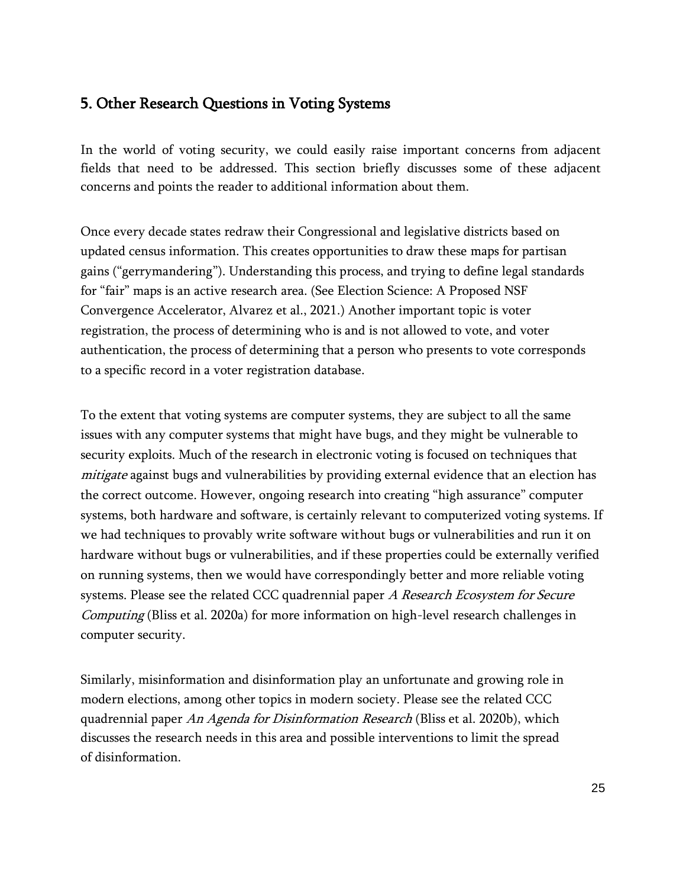## 5. Other Research Questions in Voting Systems

In the world of voting security, we could easily raise important concerns from adjacent fields that need to be addressed. This section briefly discusses some of these adjacent concerns and points the reader to additional information about them.

Once every decade states redraw their Congressional and legislative districts based on updated census information. This creates opportunities to draw these maps for partisan gains (“gerrymandering”). Understanding this process, and trying to define legal standards for “fair” maps is an active research area. (See Election Science: A Proposed NSF Convergence Accelerator, Alvarez et al., 2021.) Another important topic is voter registration, the process of determining who is and is not allowed to vote, and voter authentication, the process of determining that a person who presents to vote corresponds to a specific record in a voter registration database.

To the extent that voting systems are computer systems, they are subject to all the same issues with any computer systems that might have bugs, and they might be vulnerable to security exploits. Much of the research in electronic voting is focused on techniques that *mitigate* against bugs and vulnerabilities by providing external evidence that an election has the correct outcome. However, ongoing research into creating “high assurance” computer systems, both hardware and software, is certainly relevant to computerized voting systems. If we had techniques to provably write software without bugs or vulnerabilities and run it on hardware without bugs or vulnerabilities, and if these properties could be externally verified on running systems, then we would have correspondingly better and more reliable voting systems. Please see the related CCC quadrennial paper *A Research Ecosystem for Secure Computing* (Bliss et al. 2020a) for more information on high-level research challenges in computer security.

Similarly, misinformation and disinformation play an unfortunate and growing role in modern elections, among other topics in modern society. Please see the related CCC quadrennial paper *An Agenda for Disinformation Research* (Bliss et al. 2020b), which discusses the research needs in this area and possible interventions to limit the spread of disinformation.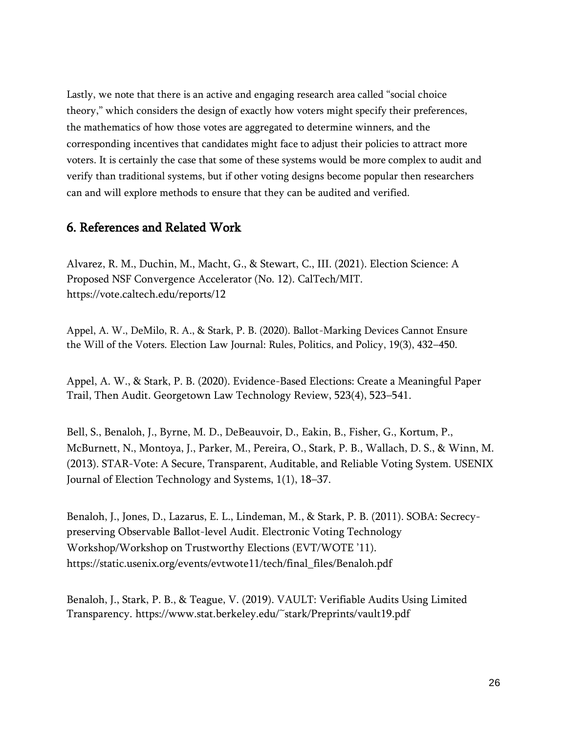Lastly, we note that there is an active and engaging research area called "social choice theory," which considers the design of exactly how voters might specify their preferences, the mathematics of how those votes are aggregated to determine winners, and the corresponding incentives that candidates might face to adjust their policies to attract more voters. It is certainly the case that some of these systems would be more complex to audit and verify than traditional systems, but if other voting designs become popular then researchers can and will explore methods to ensure that they can be audited and verified.

## 6. References and Related Work

Alvarez, R. M., Duchin, M., Macht, G., & Stewart, C., III. (2021). Election Science: A Proposed NSF Convergence Accelerator (No. 12). CalTech/MIT. https://vote.caltech.edu/reports/12

Appel, A. W., DeMilo, R. A., & Stark, P. B. (2020). Ballot-Marking Devices Cannot Ensure the Will of the Voters. Election Law Journal: Rules, Politics, and Policy, 19(3), 432–450.

Appel, A. W., & Stark, P. B. (2020). Evidence-Based Elections: Create a Meaningful Paper Trail, Then Audit. Georgetown Law Technology Review, 523(4), 523–541.

Bell, S., Benaloh, J., Byrne, M. D., DeBeauvoir, D., Eakin, B., Fisher, G., Kortum, P., McBurnett, N., Montoya, J., Parker, M., Pereira, O., Stark, P. B., Wallach, D. S., & Winn, M. (2013). STAR-Vote: A Secure, Transparent, Auditable, and Reliable Voting System. USENIX Journal of Election Technology and Systems, 1(1), 18–37.

Benaloh, J., Jones, D., Lazarus, E. L., Lindeman, M., & Stark, P. B. (2011). SOBA: Secrecy-preserving Observable Ballot-level Audit. Electronic Voting Technology Workshop/Workshop on Trustworthy Elections (EVT/WOTE '11). https://static.usenix.org/events/evtwote11/tech/final_files/Benaloh.pdf

Benaloh, J., Stark, P. B., & Teague, V. (2019). VAULT: Verifiable Audits Using Limited Transparency. https://www.stat.berkeley.edu/~stark/Preprints/vault19.pdf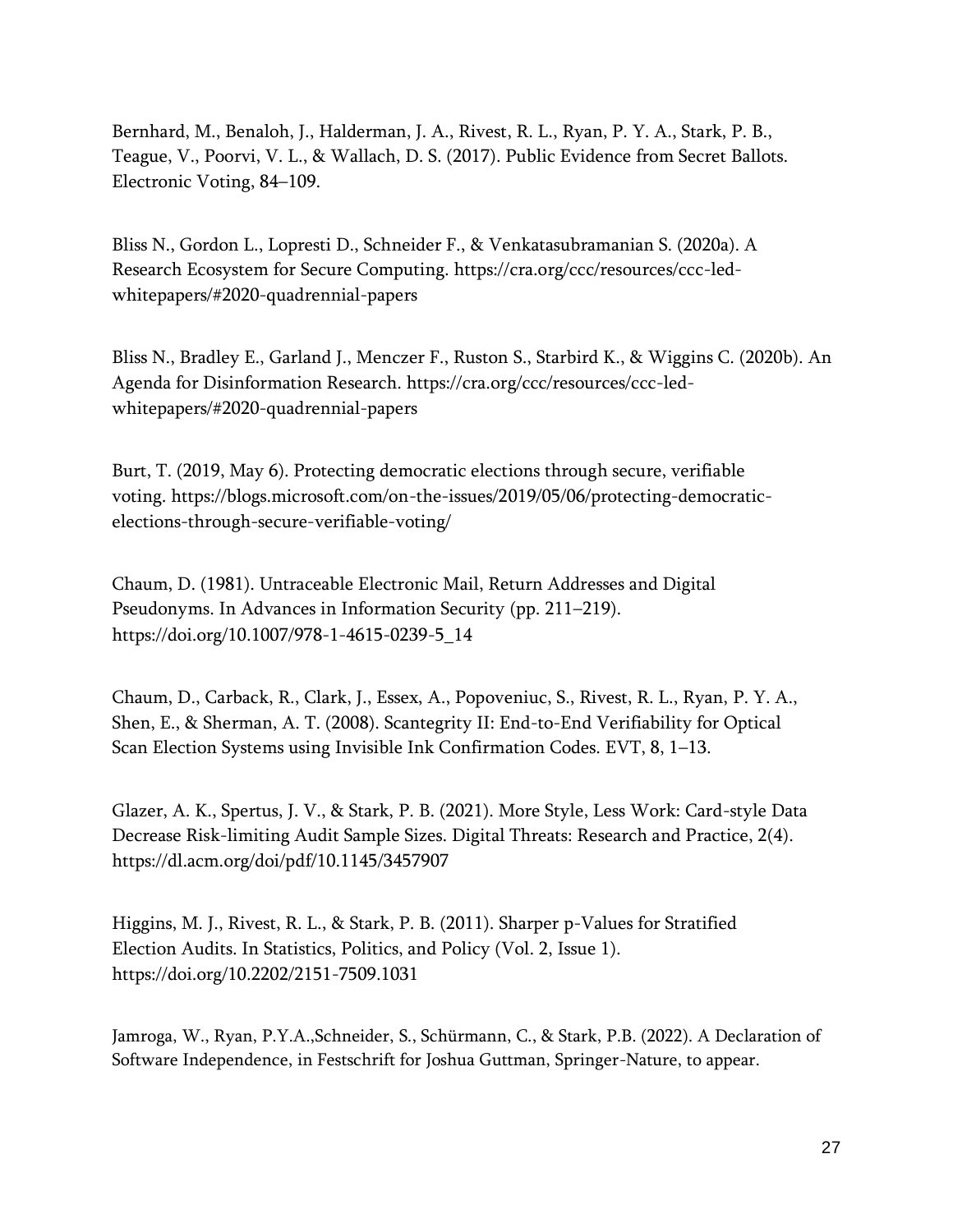Bernhard, M., Benaloh, J., Halderman, J. A., Rivest, R. L., Ryan, P. Y. A., Stark, P. B., Teague, V., Poorvi, V. L., & Wallach, D. S. (2017). Public Evidence from Secret Ballots. Electronic Voting, 84–109.

Bliss N., Gordon L., Lopresti D., Schneider F., & Venkatasubramanian S. (2020a). A Research Ecosystem for Secure Computing. https://cra.org/ccc/resources/ccc-led-whitepapers/#2020-quadrennial-papers

Bliss N., Bradley E., Garland J., Menczer F., Ruston S., Starbird K., & Wiggins C. (2020b). An Agenda for Disinformation Research. https://cra.org/ccc/resources/ccc-led-whitepapers/#2020-quadrennial-papers

Burt, T. (2019, May 6). Protecting democratic elections through secure, verifiable voting. https://blogs.microsoft.com/on-the-issues/2019/05/06/protecting-democratic-elections-through-secure-verifiable-voting/

Chaum, D. (1981). Untraceable Electronic Mail, Return Addresses and Digital Pseudonyms. In Advances in Information Security (pp. 211–219). https://doi.org/10.1007/978-1-4615-0239-5_14

Chaum, D., Carback, R., Clark, J., Essex, A., Popoveniuc, S., Rivest, R. L., Ryan, P. Y. A., Shen, E., & Sherman, A. T. (2008). Scantegrity II: End-to-End Verifiability for Optical Scan Election Systems using Invisible Ink Confirmation Codes. EVT, 8, 1–13.

Glazer, A. K., Spertus, J. V., & Stark, P. B. (2021). More Style, Less Work: Card-style Data Decrease Risk-limiting Audit Sample Sizes. Digital Threats: Research and Practice, 2(4). https://dl.acm.org/doi/pdf/10.1145/3457907

Higgins, M. J., Rivest, R. L., & Stark, P. B. (2011). Sharper p-Values for Stratified Election Audits. In Statistics, Politics, and Policy (Vol. 2, Issue 1). https://doi.org/10.2202/2151-7509.1031

Jamroga, W., Ryan, P.Y.A.,Schneider, S., Schürmann, C., & Stark, P.B. (2022). A Declaration of Software Independence, in Festschrift for Joshua Guttman, Springer-Nature, to appear.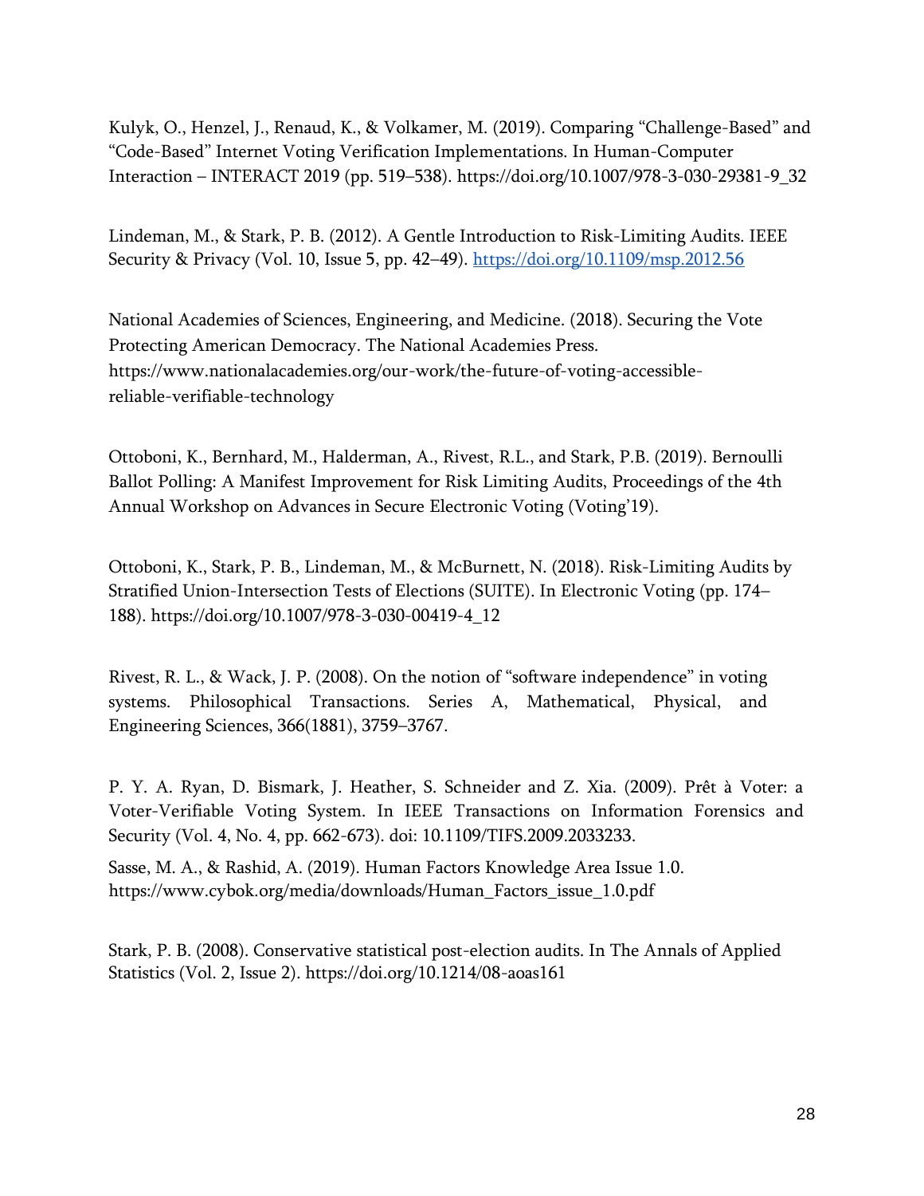Kulyk, O., Henzel, J., Renaud, K., & Volkamer, M. (2019). Comparing “Challenge-Based” and “Code-Based” Internet Voting Verification Implementations. In Human-Computer Interaction – INTERACT 2019 (pp. 519–538). https://doi.org/10.1007/978-3-030-29381-9_32

Lindeman, M., & Stark, P. B. (2012). A Gentle Introduction to Risk-Limiting Audits. IEEE Security & Privacy (Vol. 10, Issue 5, pp. 42–49). https://doi.org/10.1109/msp.2012.56

National Academies of Sciences, Engineering, and Medicine. (2018). Securing the Vote Protecting American Democracy. The National Academies Press. https://www.nationalacademies.org/our-work/the-future-of-voting-accessible-reliable-verifiable-technology

Ottoboni, K., Bernhard, M., Halderman, A., Rivest, R.L., and Stark, P.B. (2019). Bernoulli Ballot Polling: A Manifest Improvement for Risk Limiting Audits, Proceedings of the 4th Annual Workshop on Advances in Secure Electronic Voting (Voting’19).

Ottoboni, K., Stark, P. B., Lindeman, M., & McBurnett, N. (2018). Risk-Limiting Audits by Stratified Union-Intersection Tests of Elections (SUITE). In Electronic Voting (pp. 174–188). https://doi.org/10.1007/978-3-030-00419-4_12

Rivest, R. L., & Wack, J. P. (2008). On the notion of “software independence” in voting systems. Philosophical Transactions. Series A, Mathematical, Physical, and Engineering Sciences, 366(1881), 3759–3767.

P. Y. A. Ryan, D. Bismark, J. Heather, S. Schneider and Z. Xia. (2009). Prêt à Voter: a Voter-Verifiable Voting System. In IEEE Transactions on Information Forensics and Security (Vol. 4, No. 4, pp. 662-673). doi: 10.1109/TIFS.2009.2033233.

Sasse, M. A., & Rashid, A. (2019). Human Factors Knowledge Area Issue 1.0. https://www.cybok.org/media/downloads/Human_Factors_issue_1.0.pdf

Stark, P. B. (2008). Conservative statistical post-election audits. In The Annals of Applied Statistics (Vol. 2, Issue 2). https://doi.org/10.1214/08-aoas161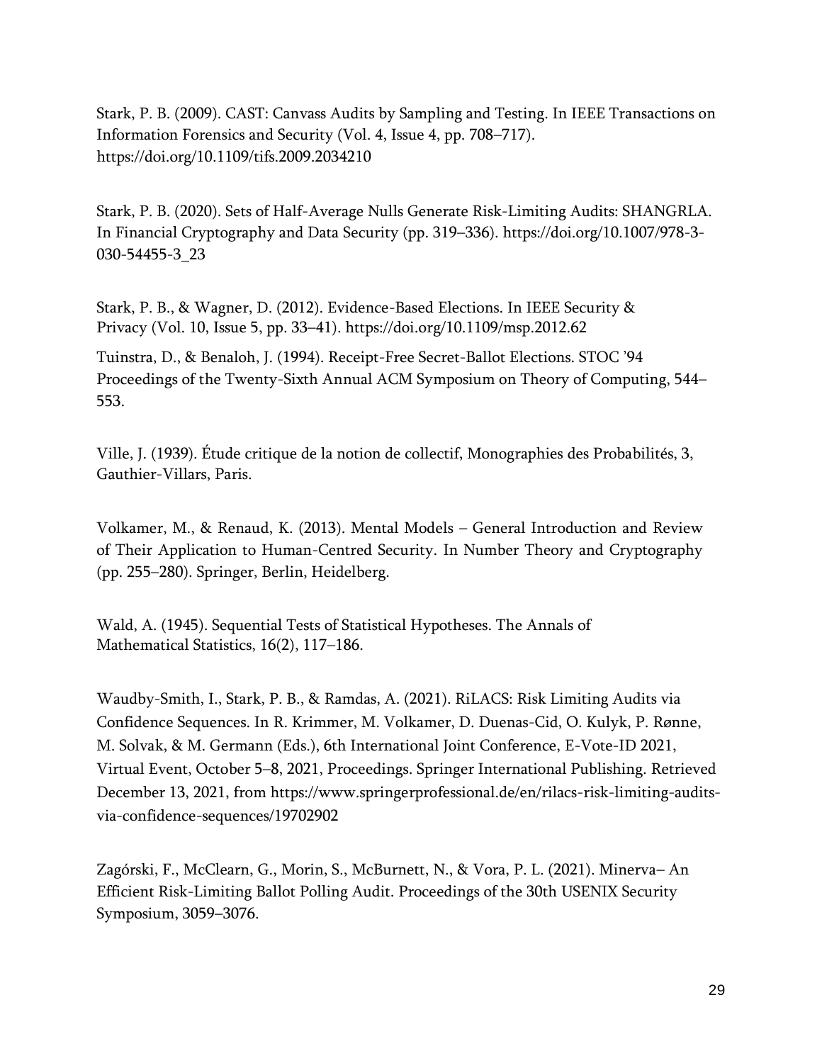Stark, P. B. (2009). CAST: Canvass Audits by Sampling and Testing. In IEEE Transactions on Information Forensics and Security (Vol. 4, Issue 4, pp. 708–717). https://doi.org/10.1109/tifs.2009.2034210

Stark, P. B. (2020). Sets of Half-Average Nulls Generate Risk-Limiting Audits: SHANGRLA. In Financial Cryptography and Data Security (pp. 319–336). https://doi.org/10.1007/978-3-030-54455-3_23

Stark, P. B., & Wagner, D. (2012). Evidence-Based Elections. In IEEE Security & Privacy (Vol. 10, Issue 5, pp. 33–41). https://doi.org/10.1109/msp.2012.62

Tuinstra, D., & Benaloh, J. (1994). Receipt-Free Secret-Ballot Elections. STOC '94 Proceedings of the Twenty-Sixth Annual ACM Symposium on Theory of Computing, 544–553.

Ville, J. (1939). Étude critique de la notion de collectif, Monographies des Probabilités, 3, Gauthier-Villars, Paris.

Volkamer, M., & Renaud, K. (2013). Mental Models – General Introduction and Review of Their Application to Human-Centred Security. In Number Theory and Cryptography (pp. 255–280). Springer, Berlin, Heidelberg.

Wald, A. (1945). Sequential Tests of Statistical Hypotheses. The Annals of Mathematical Statistics, 16(2), 117–186.

Waudby-Smith, I., Stark, P. B., & Ramdas, A. (2021). RiLACS: Risk Limiting Audits via Confidence Sequences. In R. Krimmer, M. Volkamer, D. Duenas-Cid, O. Kulyk, P. Rønne, M. Solvak, & M. Germann (Eds.), 6th International Joint Conference, E-Vote-ID 2021, Virtual Event, October 5–8, 2021, Proceedings. Springer International Publishing. Retrieved December 13, 2021, from https://www.springerprofessional.de/en/rilacs-risk-limiting-audits-via-confidence-sequences/19702902

Zagórski, F., McClearn, G., Morin, S., McBurnett, N., & Vora, P. L. (2021). Minerva– An Efficient Risk-Limiting Ballot Polling Audit. Proceedings of the 30th USENIX Security Symposium, 3059–3076.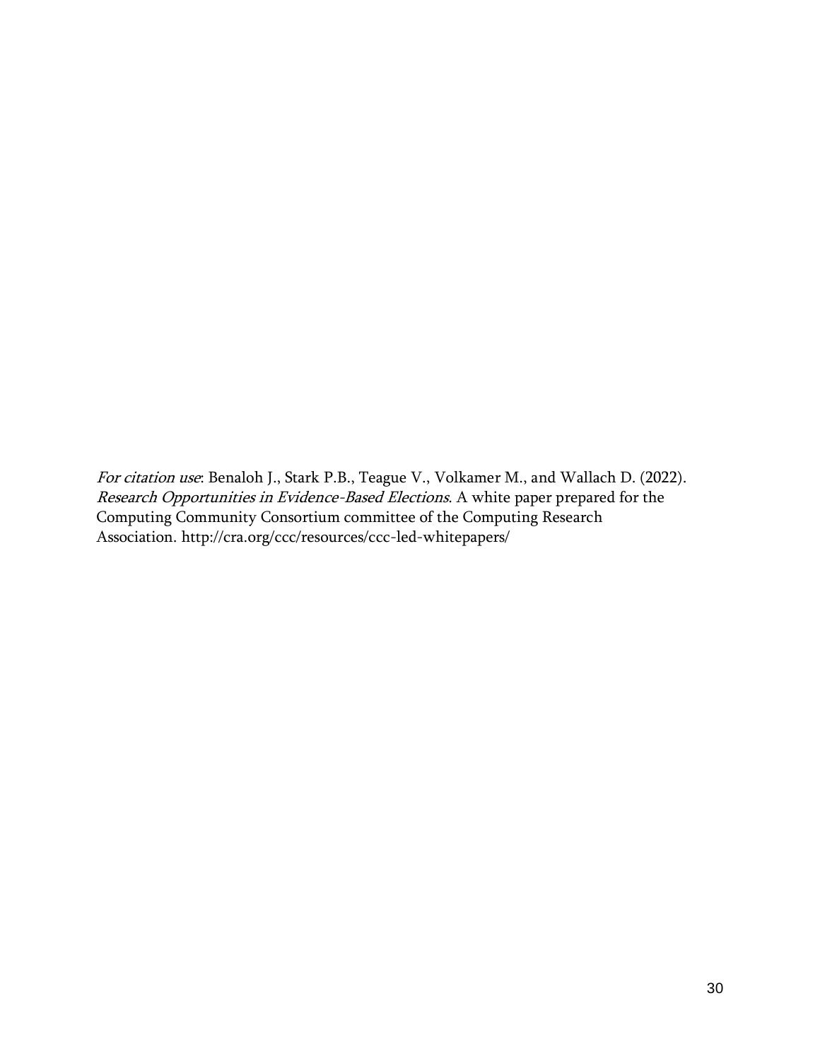*For citation use*: Benaloh J., Stark P.B., Teague V., Volkamer M., and Wallach D. (2022). *Research Opportunities in Evidence-Based Elections*. A white paper prepared for the Computing Community Consortium committee of the Computing Research Association. http://cra.org/ccc/resources/ccc-led-whitepapers/